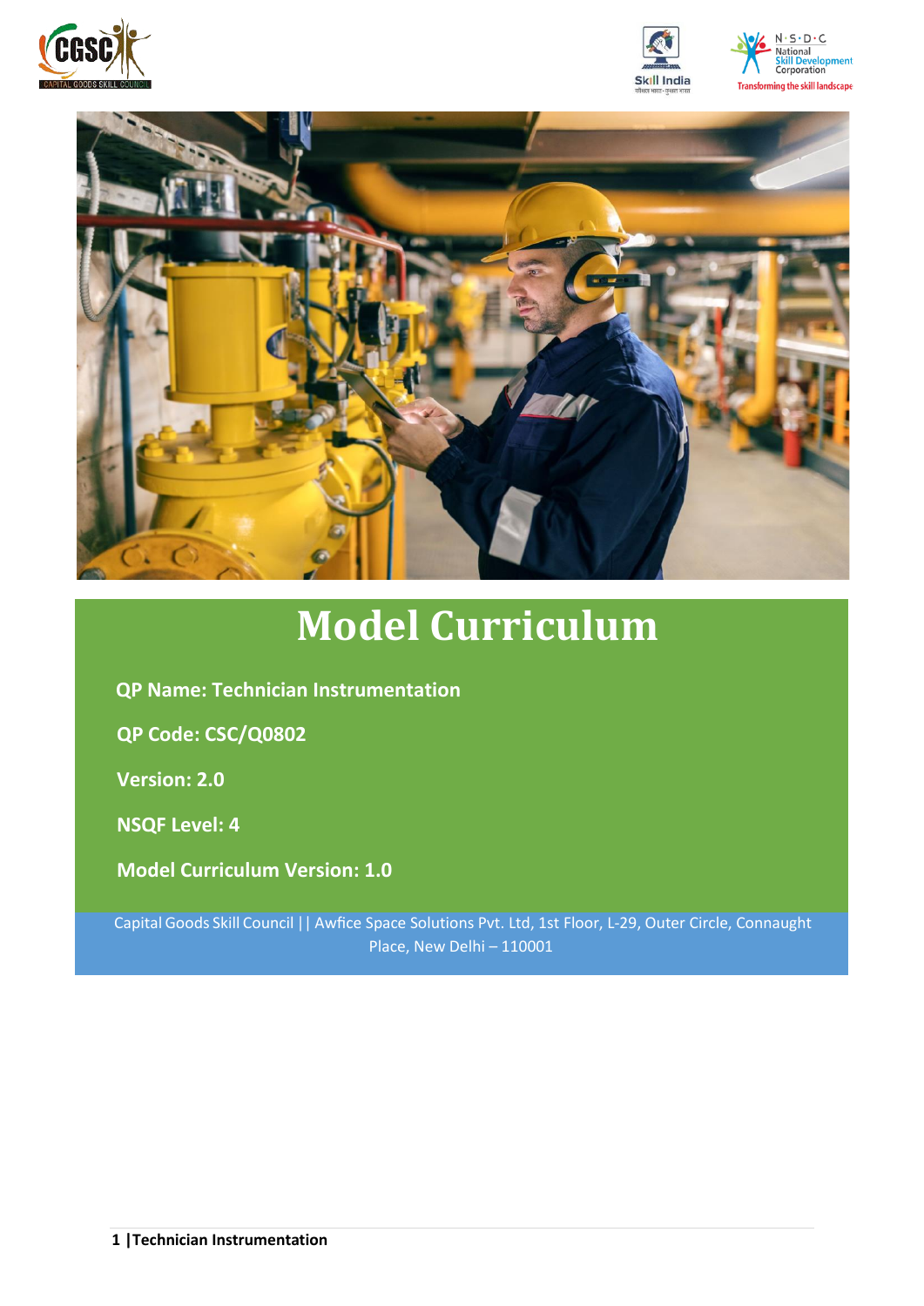# Model Curriculum

**QP Name: Technician Instrumentation**

**QP Code: CSC/Q0802**

**Version: 2.0**

**NSQF Level: 4**

**Model Curriculum Version: 1.0**

Capital Goods Skill Council || Awfice Space Solutions Pvt. Ltd, 1st Floor, L-29, Outer Circle, Connaught Place, New Delhi – 110001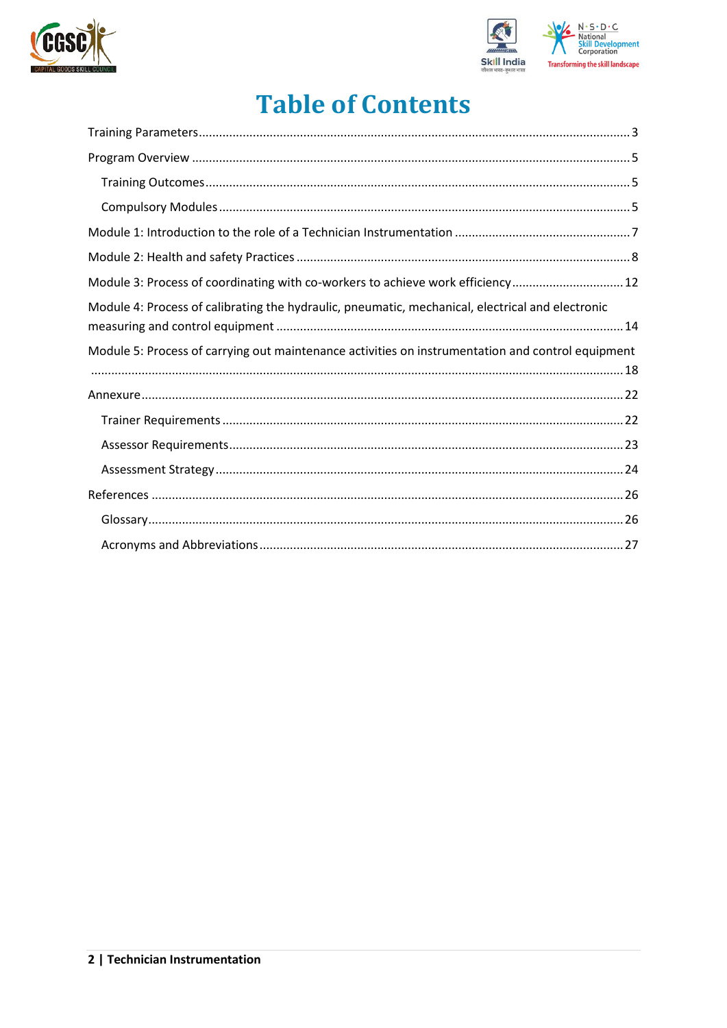# Table of Contents

Training Parameters ........................................................................................................................ 3

Program Overview ........................................................................................................................... 5

- Training Outcomes ...................................................................................................................... 5
- Compulsory Modules ................................................................................................................... 5

Module 1: Introduction to the role of a Technician Instrumentation .................................................... 7

Module 2: Health and safety Practices ................................................................................................ 8

Module 3: Process of coordinating with co-workers to achieve work efficiency ................................. 12

Module 4: Process of calibrating the hydraulic, pneumatic, mechanical, electrical and electronic measuring and control equipment ..................................................................................................... 14

Module 5: Process of carrying out maintenance activities on instrumentation and control equipment ........................................................................................................................................................ 18

Annexure ......................................................................................................................................... 22

- Trainer Requirements ................................................................................................................. 22
- Assessor Requirements ............................................................................................................... 23
- Assessment Strategy ................................................................................................................... 24

References ....................................................................................................................................... 26

- Glossary ..................................................................................................................................... 26
- Acronyms and Abbreviations ....................................................................................................... 27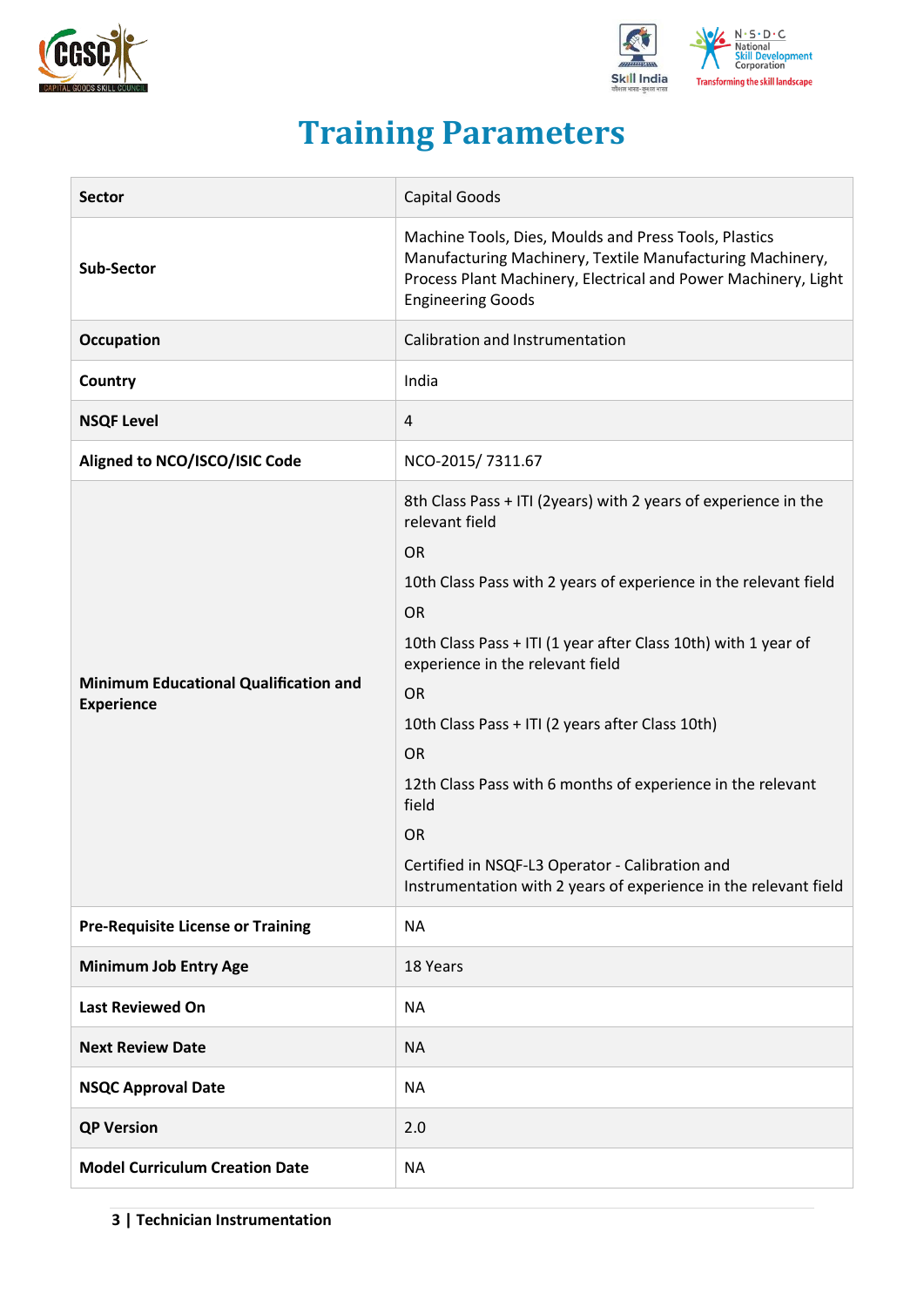# Training Parameters

| Sector | Capital Goods |
|---|---|
| Sub-Sector | Machine Tools, Dies, Moulds and Press Tools, Plastics Manufacturing Machinery, Textile Manufacturing Machinery, Process Plant Machinery, Electrical and Power Machinery, Light Engineering Goods |
| Occupation | Calibration and Instrumentation |
| Country | India |
| NSQF Level | 4 |
| Aligned to NCO/ISCO/ISIC Code | NCO-2015/ 7311.67 |
| Minimum Educational Qualification and Experience | 8th Class Pass + ITI (2years) with 2 years of experience in the relevant field<br>OR<br>10th Class Pass with 2 years of experience in the relevant field<br>OR<br>10th Class Pass + ITI (1 year after Class 10th) with 1 year of experience in the relevant field<br>OR<br>10th Class Pass + ITI (2 years after Class 10th)<br>OR<br>12th Class Pass with 6 months of experience in the relevant field<br>OR<br>Certified in NSQF-L3 Operator - Calibration and Instrumentation with 2 years of experience in the relevant field |
| Pre-Requisite License or Training | NA |
| Minimum Job Entry Age | 18 Years |
| Last Reviewed On | NA |
| Next Review Date | NA |
| NSQC Approval Date | NA |
| QP Version | 2.0 |
| Model Curriculum Creation Date | NA |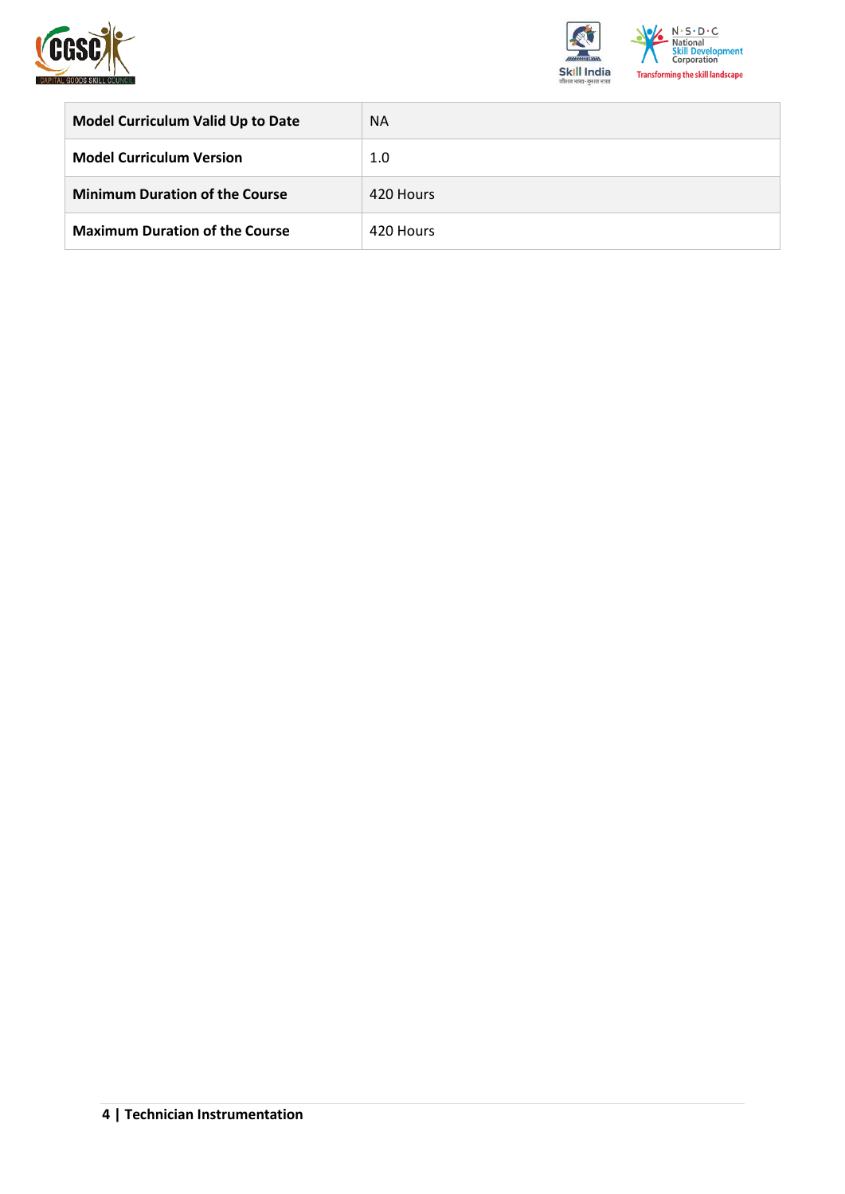| | |
|---|---|
| **Model Curriculum Valid Up to Date** | NA |
| **Model Curriculum Version** | 1.0 |
| **Minimum Duration of the Course** | 420 Hours |
| **Maximum Duration of the Course** | 420 Hours |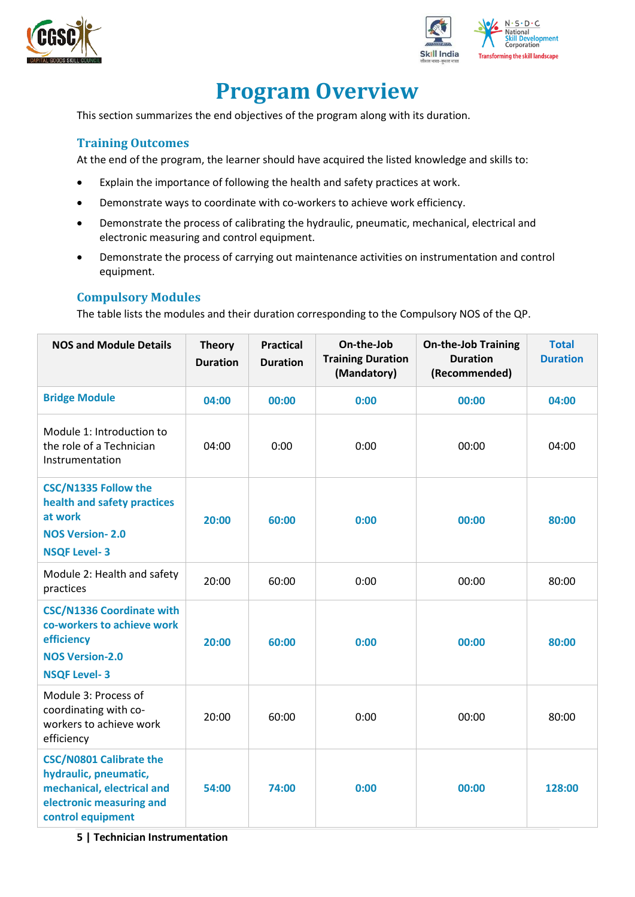# Program Overview

This section summarizes the end objectives of the program along with its duration.

## Training Outcomes

At the end of the program, the learner should have acquired the listed knowledge and skills to:

- Explain the importance of following the health and safety practices at work.
- Demonstrate ways to coordinate with co-workers to achieve work efficiency.
- Demonstrate the process of calibrating the hydraulic, pneumatic, mechanical, electrical and electronic measuring and control equipment.
- Demonstrate the process of carrying out maintenance activities on instrumentation and control equipment.

## Compulsory Modules

The table lists the modules and their duration corresponding to the Compulsory NOS of the QP.

| NOS and Module Details | Theory Duration | Practical Duration | On-the-Job Training Duration (Mandatory) | On-the-Job Training Duration (Recommended) | Total Duration |
|---|---|---|---|---|---|
| **Bridge Module** | **04:00** | **00:00** | **0:00** | **00:00** | **04:00** |
| Module 1: Introduction to the role of a Technician Instrumentation | 04:00 | 0:00 | 0:00 | 00:00 | 04:00 |
| **CSC/N1335 Follow the health and safety practices at work**<br>**NOS Version- 2.0**<br>**NSQF Level- 3** | **20:00** | **60:00** | **0:00** | **00:00** | **80:00** |
| Module 2: Health and safety practices | 20:00 | 60:00 | 0:00 | 00:00 | 80:00 |
| **CSC/N1336 Coordinate with co-workers to achieve work efficiency**<br>**NOS Version-2.0**<br>**NSQF Level- 3** | **20:00** | **60:00** | **0:00** | **00:00** | **80:00** |
| Module 3: Process of coordinating with co-workers to achieve work efficiency | 20:00 | 60:00 | 0:00 | 00:00 | 80:00 |
| **CSC/N0801 Calibrate the hydraulic, pneumatic, mechanical, electrical and electronic measuring and control equipment** | **54:00** | **74:00** | **0:00** | **00:00** | **128:00** |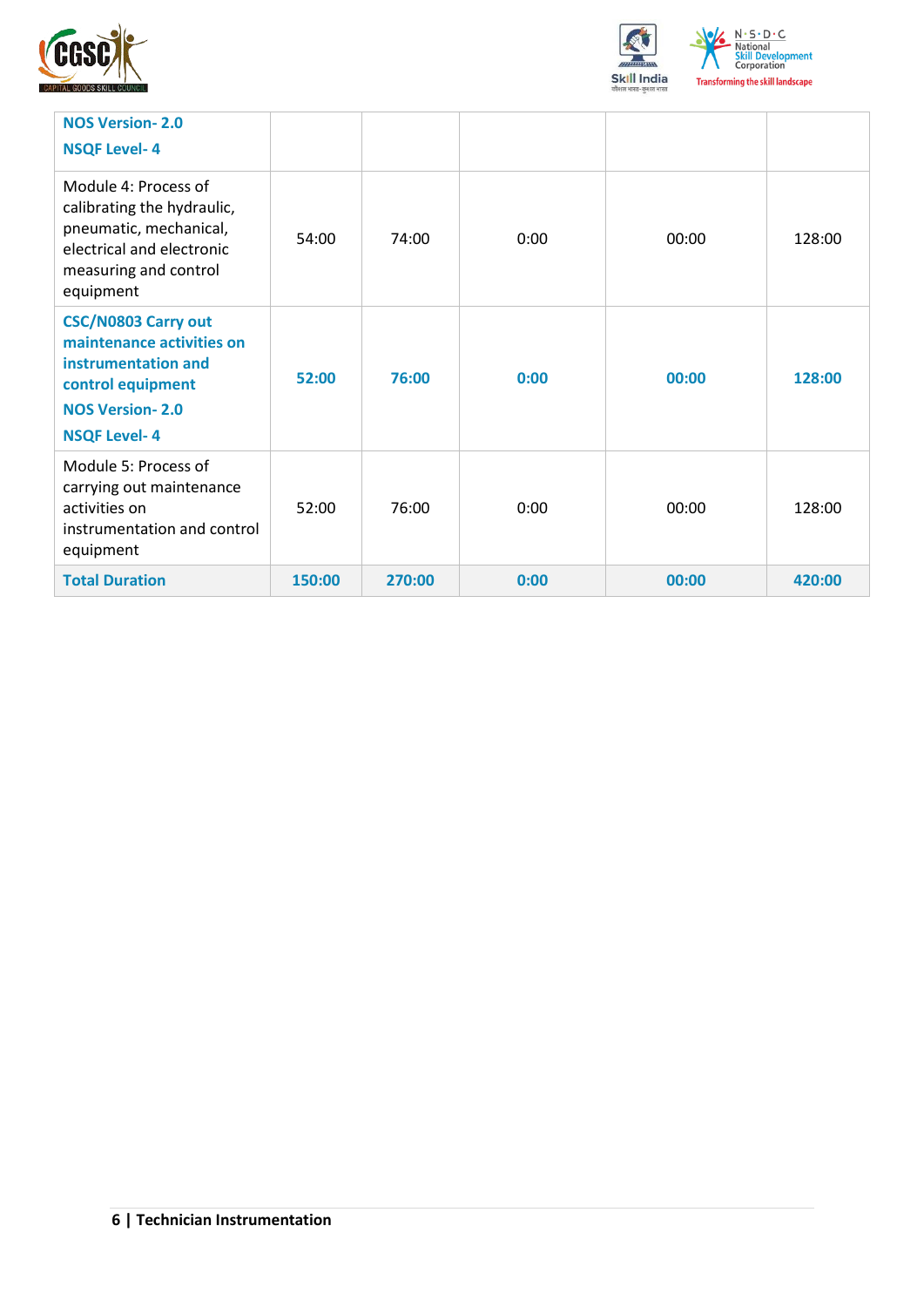| | | | | | |
|---|---|---|---|---|---|
| **NOS Version- 2.0**<br>**NSQF Level- 4** | | | | | |
| Module 4: Process of calibrating the hydraulic, pneumatic, mechanical, electrical and electronic measuring and control equipment | 54:00 | 74:00 | 0:00 | 00:00 | 128:00 |
| **CSC/N0803 Carry out maintenance activities on instrumentation and control equipment**<br>**NOS Version- 2.0**<br>**NSQF Level- 4** | **52:00** | **76:00** | **0:00** | **00:00** | **128:00** |
| Module 5: Process of carrying out maintenance activities on instrumentation and control equipment | 52:00 | 76:00 | 0:00 | 00:00 | 128:00 |
| **Total Duration** | **150:00** | **270:00** | **0:00** | **00:00** | **420:00** |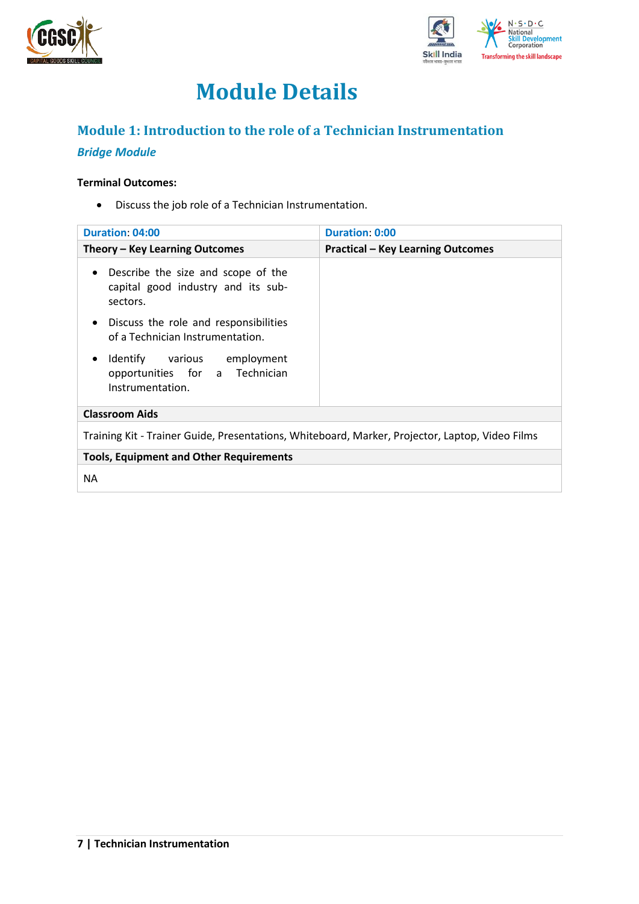# Module Details

## Module 1: Introduction to the role of a Technician Instrumentation

### *Bridge Module*

**Terminal Outcomes:**

- Discuss the job role of a Technician Instrumentation.

| Duration: 04:00 | Duration: 0:00 |
|---|---|
| **Theory – Key Learning Outcomes** | **Practical – Key Learning Outcomes** |
| • Describe the size and scope of the capital good industry and its sub-sectors.<br>• Discuss the role and responsibilities of a Technician Instrumentation.<br>• Identify various employment opportunities for a Technician Instrumentation. | |
| **Classroom Aids** | |
| Training Kit - Trainer Guide, Presentations, Whiteboard, Marker, Projector, Laptop, Video Films | |
| **Tools, Equipment and Other Requirements** | |
| NA | |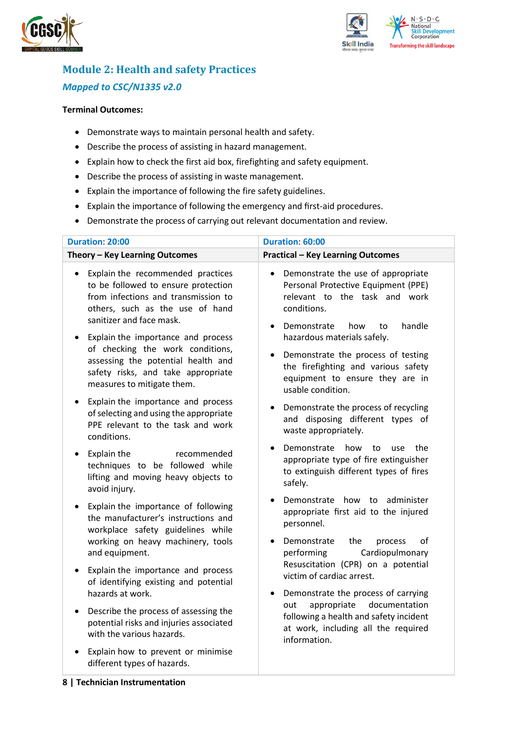## Module 2: Health and safety Practices

### *Mapped to CSC/N1335 v2.0*

**Terminal Outcomes:**

- Demonstrate ways to maintain personal health and safety.
- Describe the process of assisting in hazard management.
- Explain how to check the first aid box, firefighting and safety equipment.
- Describe the process of assisting in waste management.
- Explain the importance of following the fire safety guidelines.
- Explain the importance of following the emergency and first-aid procedures.
- Demonstrate the process of carrying out relevant documentation and review.

| Duration: 20:00 | Duration: 60:00 |
|---|---|
| **Theory – Key Learning Outcomes** | **Practical – Key Learning Outcomes** |
| • Explain the recommended practices to be followed to ensure protection from infections and transmission to others, such as the use of hand sanitizer and face mask.<br>• Explain the importance and process of checking the work conditions, assessing the potential health and safety risks, and take appropriate measures to mitigate them.<br>• Explain the importance and process of selecting and using the appropriate PPE relevant to the task and work conditions.<br>• Explain the recommended techniques to be followed while lifting and moving heavy objects to avoid injury.<br>• Explain the importance of following the manufacturer's instructions and workplace safety guidelines while working on heavy machinery, tools and equipment.<br>• Explain the importance and process of identifying existing and potential hazards at work.<br>• Describe the process of assessing the potential risks and injuries associated with the various hazards.<br>• Explain how to prevent or minimise different types of hazards. | • Demonstrate the use of appropriate Personal Protective Equipment (PPE) relevant to the task and work conditions.<br>• Demonstrate how to handle hazardous materials safely.<br>• Demonstrate the process of testing the firefighting and various safety equipment to ensure they are in usable condition.<br>• Demonstrate the process of recycling and disposing different types of waste appropriately.<br>• Demonstrate how to use the appropriate type of fire extinguisher to extinguish different types of fires safely.<br>• Demonstrate how to administer appropriate first aid to the injured personnel.<br>• Demonstrate the process of performing Cardiopulmonary Resuscitation (CPR) on a potential victim of cardiac arrest.<br>• Demonstrate the process of carrying out appropriate documentation following a health and safety incident at work, including all the required information. |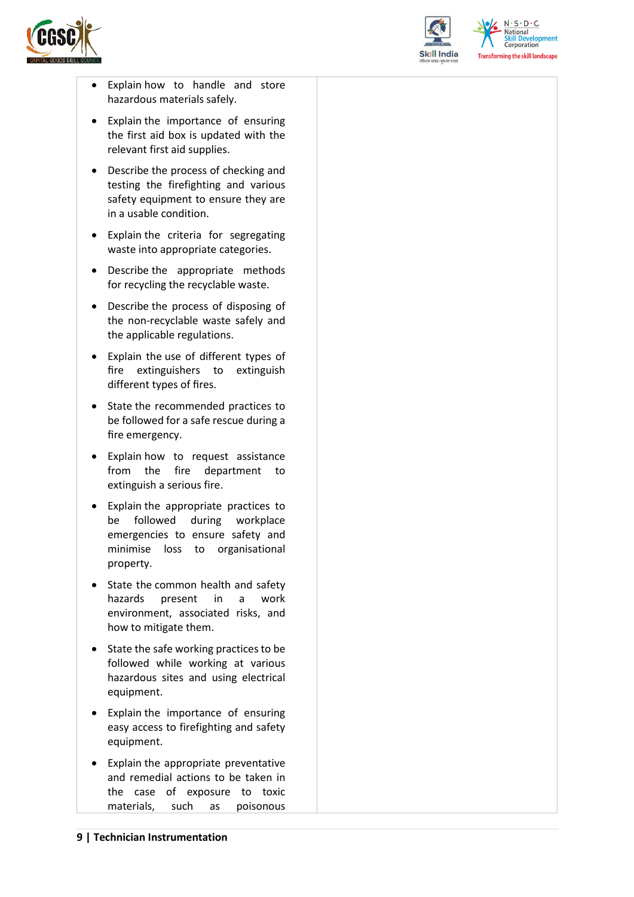| | |
|---|---|
| • Explain how to handle and store hazardous materials safely.<br>• Explain the importance of ensuring the first aid box is updated with the relevant first aid supplies.<br>• Describe the process of checking and testing the firefighting and various safety equipment to ensure they are in a usable condition.<br>• Explain the criteria for segregating waste into appropriate categories.<br>• Describe the appropriate methods for recycling the recyclable waste.<br>• Describe the process of disposing of the non-recyclable waste safely and the applicable regulations.<br>• Explain the use of different types of fire extinguishers to extinguish different types of fires.<br>• State the recommended practices to be followed for a safe rescue during a fire emergency.<br>• Explain how to request assistance from the fire department to extinguish a serious fire.<br>• Explain the appropriate practices to be followed during workplace emergencies to ensure safety and minimise loss to organisational property.<br>• State the common health and safety hazards present in a work environment, associated risks, and how to mitigate them.<br>• State the safe working practices to be followed while working at various hazardous sites and using electrical equipment.<br>• Explain the importance of ensuring easy access to firefighting and safety equipment.<br>• Explain the appropriate preventative and remedial actions to be taken in the case of exposure to toxic materials, such as poisonous | |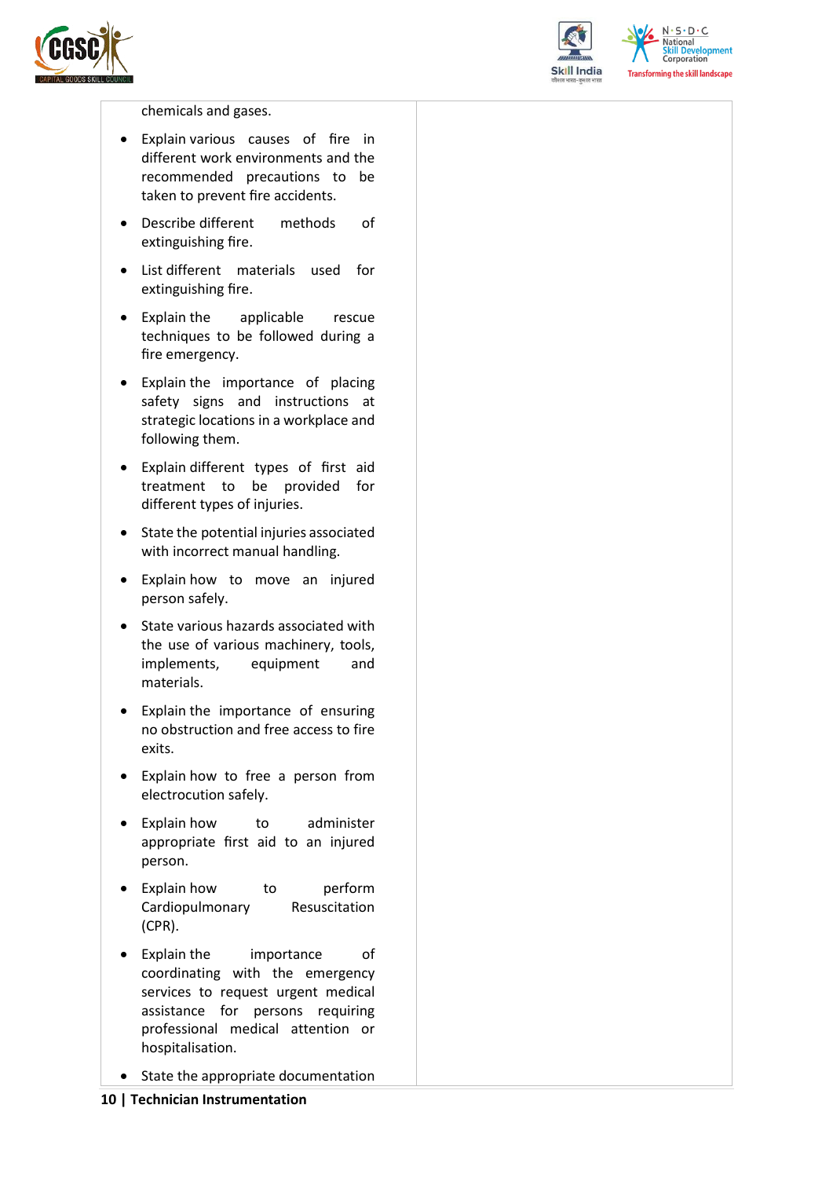| | |
|---|---|
| chemicals and gases.<br>• Explain various causes of fire in different work environments and the recommended precautions to be taken to prevent fire accidents.<br>• Describe different methods of extinguishing fire.<br>• List different materials used for extinguishing fire.<br>• Explain the applicable rescue techniques to be followed during a fire emergency.<br>• Explain the importance of placing safety signs and instructions at strategic locations in a workplace and following them.<br>• Explain different types of first aid treatment to be provided for different types of injuries.<br>• State the potential injuries associated with incorrect manual handling.<br>• Explain how to move an injured person safely.<br>• State various hazards associated with the use of various machinery, tools, implements, equipment and materials.<br>• Explain the importance of ensuring no obstruction and free access to fire exits.<br>• Explain how to free a person from electrocution safely.<br>• Explain how to administer appropriate first aid to an injured person.<br>• Explain how to perform Cardiopulmonary Resuscitation (CPR).<br>• Explain the importance of coordinating with the emergency services to request urgent medical assistance for persons requiring professional medical attention or hospitalisation.<br>• State the appropriate documentation | |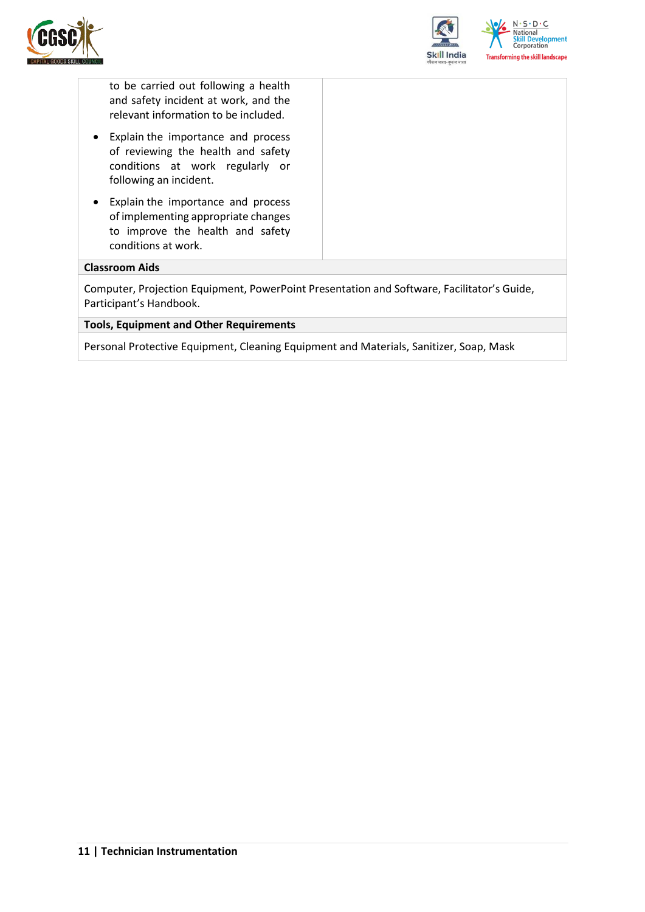| | |
|---|---|
| to be carried out following a health and safety incident at work, and the relevant information to be included.<br>• Explain the importance and process of reviewing the health and safety conditions at work regularly or following an incident.<br>• Explain the importance and process of implementing appropriate changes to improve the health and safety conditions at work. | |

**Classroom Aids**

Computer, Projection Equipment, PowerPoint Presentation and Software, Facilitator's Guide, Participant's Handbook.

**Tools, Equipment and Other Requirements**

Personal Protective Equipment, Cleaning Equipment and Materials, Sanitizer, Soap, Mask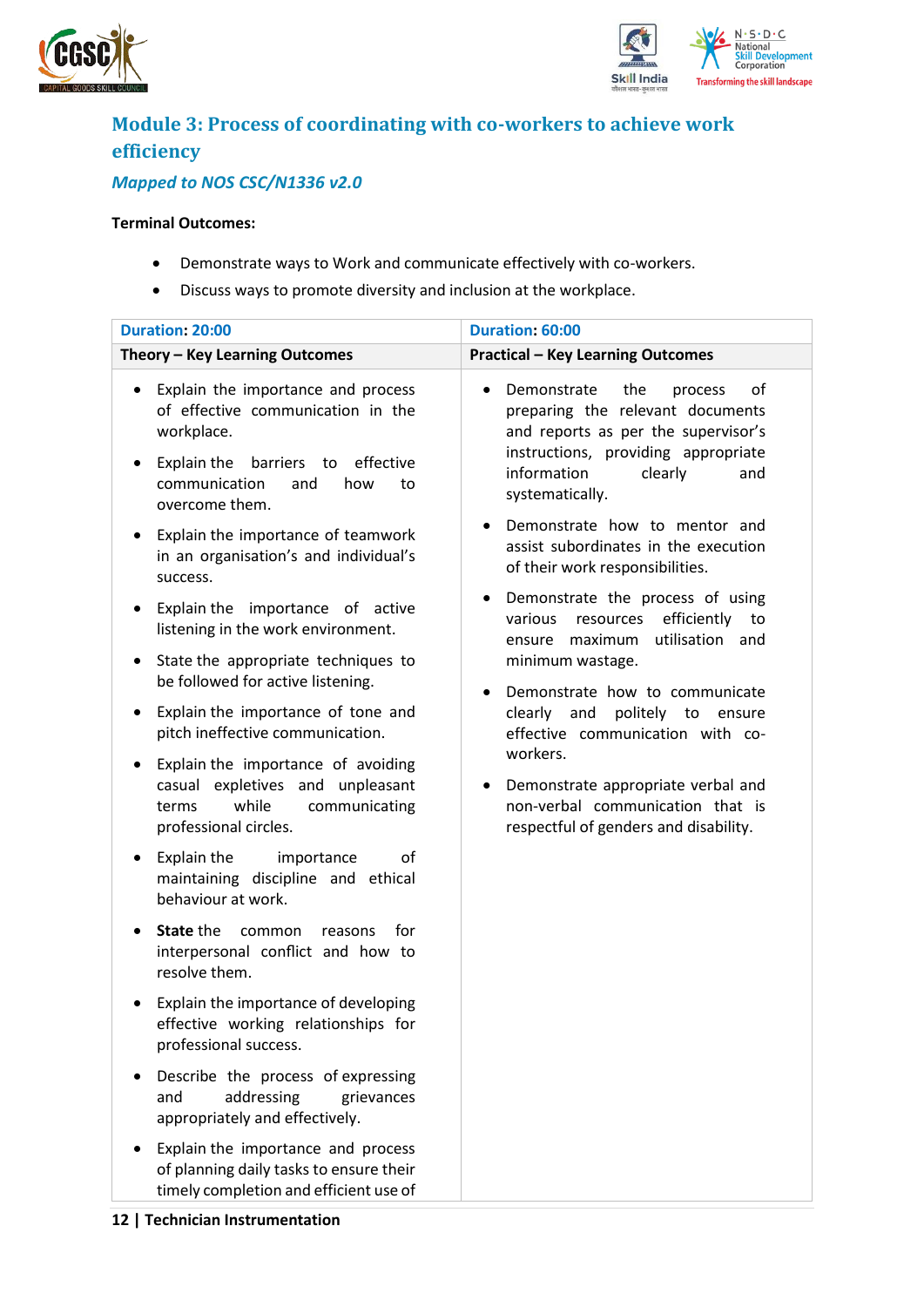## Module 3: Process of coordinating with co-workers to achieve work efficiency

### *Mapped to NOS CSC/N1336 v2.0*

**Terminal Outcomes:**

- Demonstrate ways to Work and communicate effectively with co-workers.
- Discuss ways to promote diversity and inclusion at the workplace.

| Duration: 20:00 | Duration: 60:00 |
|---|---|
| **Theory – Key Learning Outcomes** | **Practical – Key Learning Outcomes** |
| • Explain the importance and process of effective communication in the workplace.<br>• Explain the barriers to effective communication and how to overcome them.<br>• Explain the importance of teamwork in an organisation's and individual's success.<br>• Explain the importance of active listening in the work environment.<br>• State the appropriate techniques to be followed for active listening.<br>• Explain the importance of tone and pitch ineffective communication.<br>• Explain the importance of avoiding casual expletives and unpleasant terms while communicating professional circles.<br>• Explain the importance of maintaining discipline and ethical behaviour at work.<br>• **State** the common reasons for interpersonal conflict and how to resolve them.<br>• Explain the importance of developing effective working relationships for professional success.<br>• Describe the process of expressing and addressing grievances appropriately and effectively.<br>• Explain the importance and process of planning daily tasks to ensure their timely completion and efficient use of | • Demonstrate the process of preparing the relevant documents and reports as per the supervisor's instructions, providing appropriate information clearly and systematically.<br>• Demonstrate how to mentor and assist subordinates in the execution of their work responsibilities.<br>• Demonstrate the process of using various resources efficiently to ensure maximum utilisation and minimum wastage.<br>• Demonstrate how to communicate clearly and politely to ensure effective communication with co-workers.<br>• Demonstrate appropriate verbal and non-verbal communication that is respectful of genders and disability. |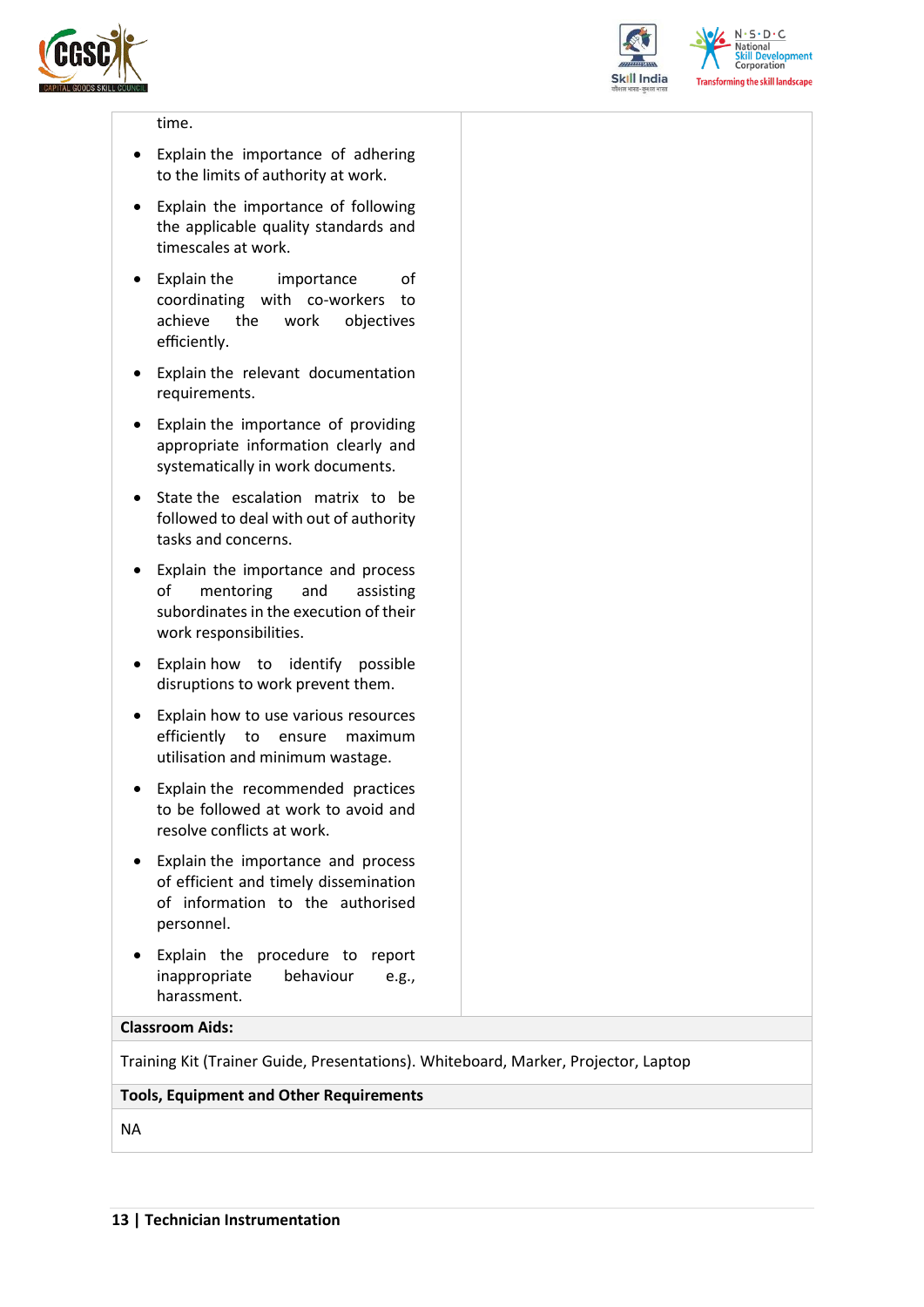| | |
|---|---|
| time.<br>• Explain the importance of adhering to the limits of authority at work.<br>• Explain the importance of following the applicable quality standards and timescales at work.<br>• Explain the importance of coordinating with co-workers to achieve the work objectives efficiently.<br>• Explain the relevant documentation requirements.<br>• Explain the importance of providing appropriate information clearly and systematically in work documents.<br>• State the escalation matrix to be followed to deal with out of authority tasks and concerns.<br>• Explain the importance and process of mentoring and assisting subordinates in the execution of their work responsibilities.<br>• Explain how to identify possible disruptions to work prevent them.<br>• Explain how to use various resources efficiently to ensure maximum utilisation and minimum wastage.<br>• Explain the recommended practices to be followed at work to avoid and resolve conflicts at work.<br>• Explain the importance and process of efficient and timely dissemination of information to the authorised personnel.<br>• Explain the procedure to report inappropriate behaviour e.g., harassment. | |
| **Classroom Aids:** | |
| Training Kit (Trainer Guide, Presentations). Whiteboard, Marker, Projector, Laptop | |
| **Tools, Equipment and Other Requirements** | |
| NA | |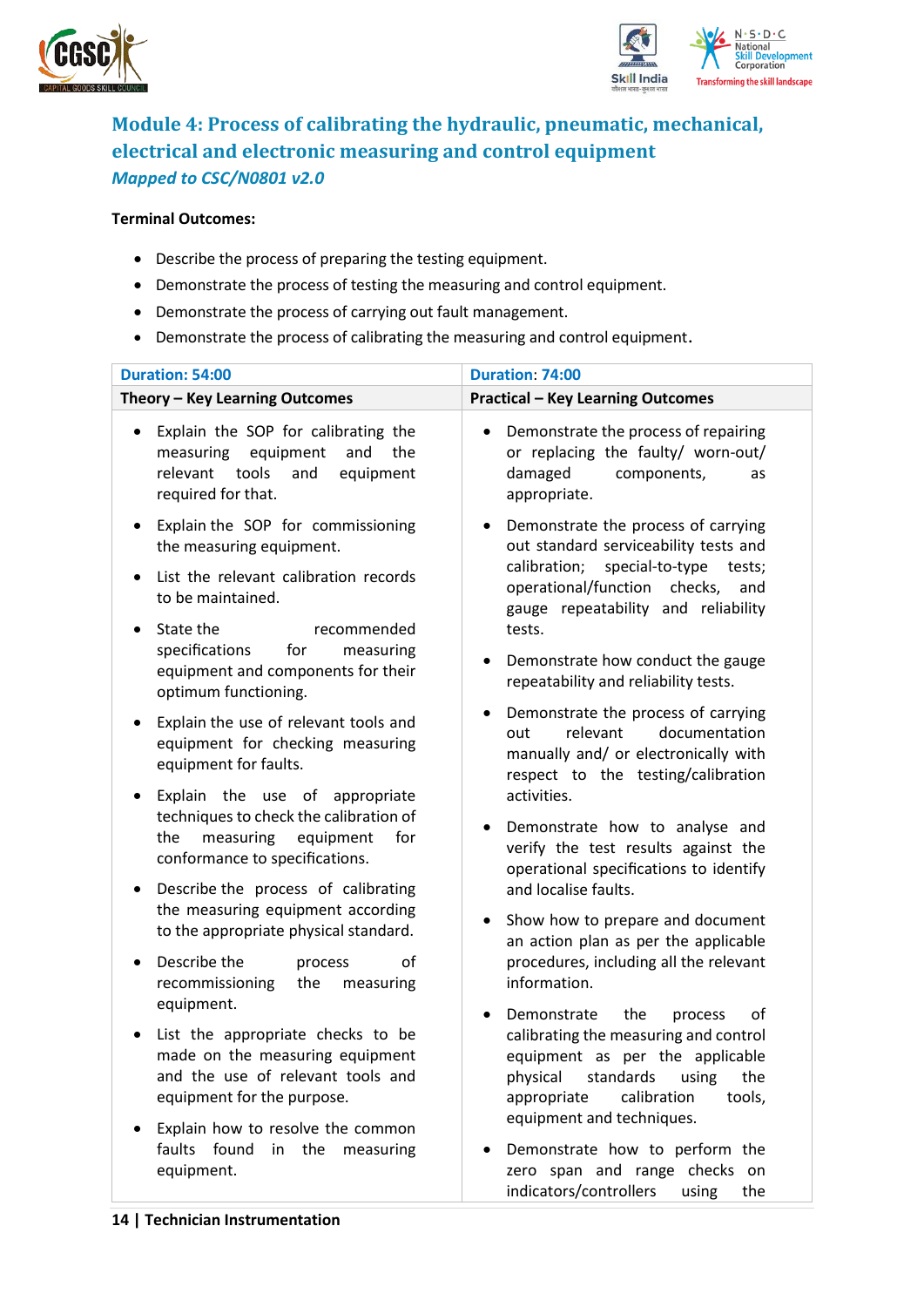## Module 4: Process of calibrating the hydraulic, pneumatic, mechanical, electrical and electronic measuring and control equipment

*Mapped to CSC/N0801 v2.0*

**Terminal Outcomes:**

- Describe the process of preparing the testing equipment.
- Demonstrate the process of testing the measuring and control equipment.
- Demonstrate the process of carrying out fault management.
- Demonstrate the process of calibrating the measuring and control equipment.

| Duration: 54:00 | Duration: 74:00 |
|---|---|
| **Theory – Key Learning Outcomes** | **Practical – Key Learning Outcomes** |
| • Explain the SOP for calibrating the measuring equipment and the relevant tools and equipment required for that.<br>• Explain the SOP for commissioning the measuring equipment.<br>• List the relevant calibration records to be maintained.<br>• State the recommended specifications for measuring equipment and components for their optimum functioning.<br>• Explain the use of relevant tools and equipment for checking measuring equipment for faults.<br>• Explain the use of appropriate techniques to check the calibration of the measuring equipment for conformance to specifications.<br>• Describe the process of calibrating the measuring equipment according to the appropriate physical standard.<br>• Describe the process of recommissioning the measuring equipment.<br>• List the appropriate checks to be made on the measuring equipment and the use of relevant tools and equipment for the purpose.<br>• Explain how to resolve the common faults found in the measuring equipment. | • Demonstrate the process of repairing or replacing the faulty/ worn-out/ damaged components, as appropriate.<br>• Demonstrate the process of carrying out standard serviceability tests and calibration; special-to-type tests; operational/function checks, and gauge repeatability and reliability tests.<br>• Demonstrate how conduct the gauge repeatability and reliability tests.<br>• Demonstrate the process of carrying out relevant documentation manually and/ or electronically with respect to the testing/calibration activities.<br>• Demonstrate how to analyse and verify the test results against the operational specifications to identify and localise faults.<br>• Show how to prepare and document an action plan as per the applicable procedures, including all the relevant information.<br>• Demonstrate the process of calibrating the measuring and control equipment as per the applicable physical standards using the appropriate calibration tools, equipment and techniques.<br>• Demonstrate how to perform the zero span and range checks on indicators/controllers using the |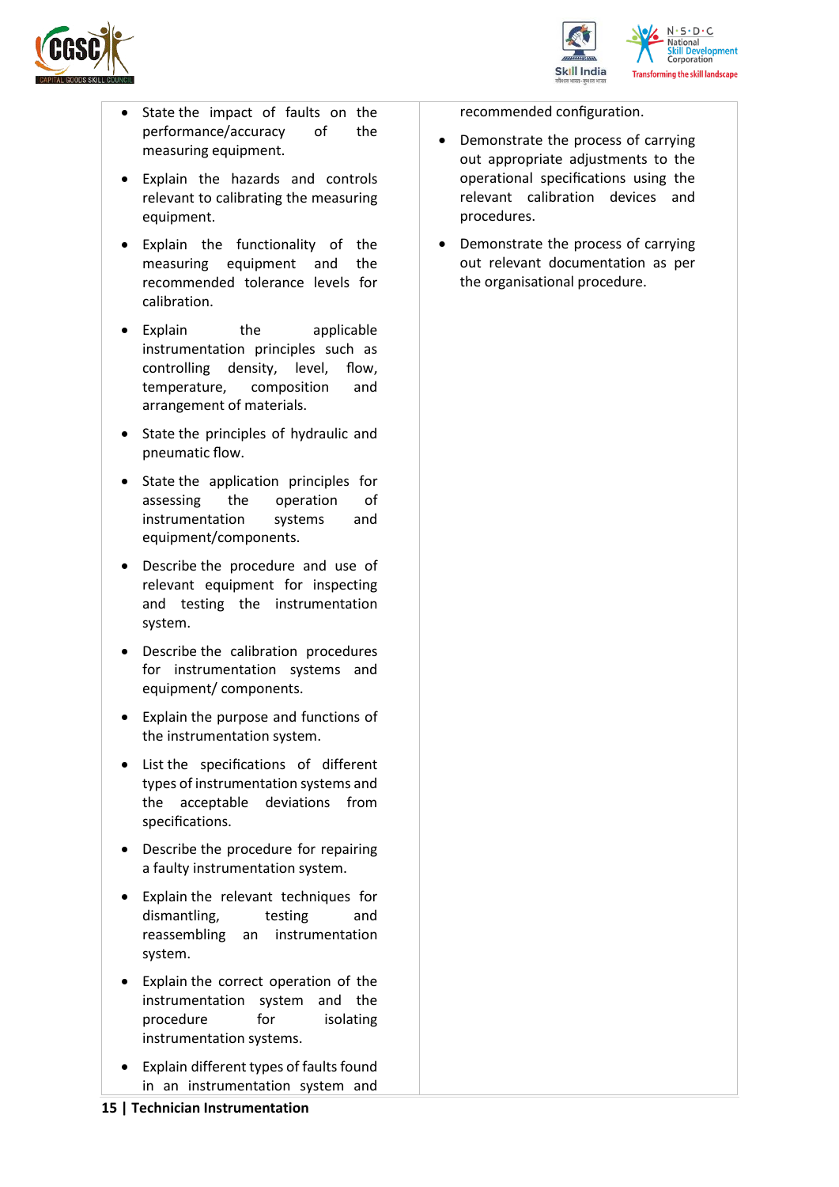| | |
|---|---|
| • State the impact of faults on the performance/accuracy of the measuring equipment.<br>• Explain the hazards and controls relevant to calibrating the measuring equipment.<br>• Explain the functionality of the measuring equipment and the recommended tolerance levels for calibration.<br>• Explain the applicable instrumentation principles such as controlling density, level, flow, temperature, composition and arrangement of materials.<br>• State the principles of hydraulic and pneumatic flow.<br>• State the application principles for assessing the operation of instrumentation systems and equipment/components.<br>• Describe the procedure and use of relevant equipment for inspecting and testing the instrumentation system.<br>• Describe the calibration procedures for instrumentation systems and equipment/ components.<br>• Explain the purpose and functions of the instrumentation system.<br>• List the specifications of different types of instrumentation systems and the acceptable deviations from specifications.<br>• Describe the procedure for repairing a faulty instrumentation system.<br>• Explain the relevant techniques for dismantling, testing and reassembling an instrumentation system.<br>• Explain the correct operation of the instrumentation system and the procedure for isolating instrumentation systems.<br>• Explain different types of faults found in an instrumentation system and | recommended configuration.<br>• Demonstrate the process of carrying out appropriate adjustments to the operational specifications using the relevant calibration devices and procedures.<br>• Demonstrate the process of carrying out relevant documentation as per the organisational procedure. |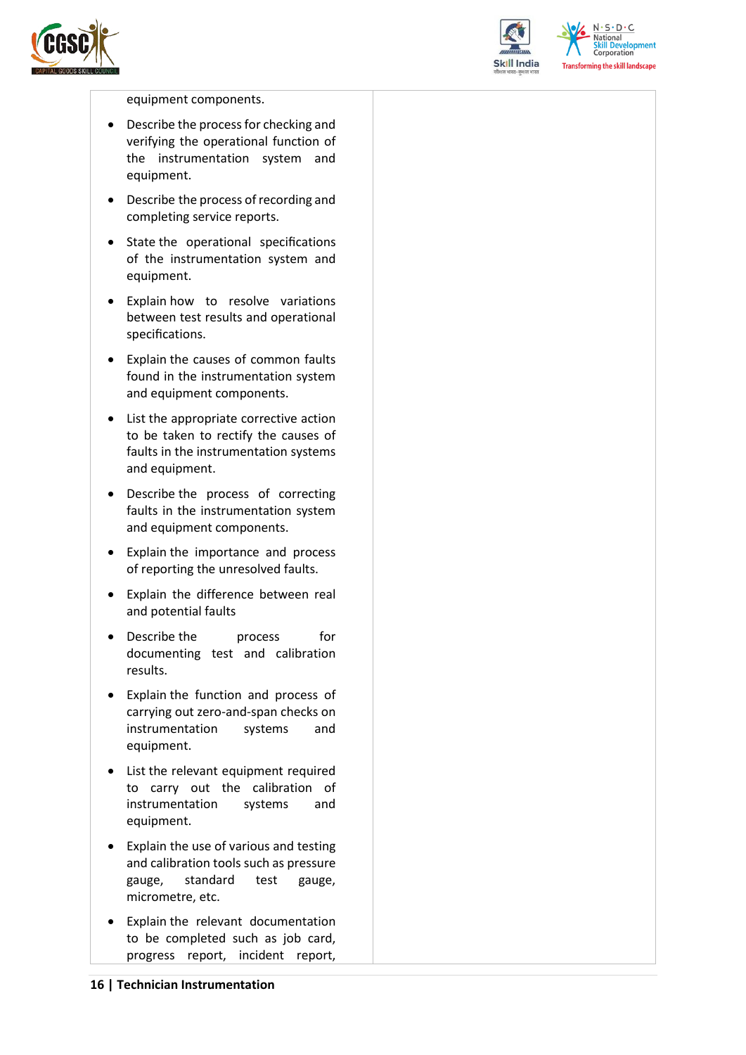| | |
|---|---|
| equipment components.<br>• Describe the process for checking and verifying the operational function of the instrumentation system and equipment.<br>• Describe the process of recording and completing service reports.<br>• State the operational specifications of the instrumentation system and equipment.<br>• Explain how to resolve variations between test results and operational specifications.<br>• Explain the causes of common faults found in the instrumentation system and equipment components.<br>• List the appropriate corrective action to be taken to rectify the causes of faults in the instrumentation systems and equipment.<br>• Describe the process of correcting faults in the instrumentation system and equipment components.<br>• Explain the importance and process of reporting the unresolved faults.<br>• Explain the difference between real and potential faults<br>• Describe the process for documenting test and calibration results.<br>• Explain the function and process of carrying out zero-and-span checks on instrumentation systems and equipment.<br>• List the relevant equipment required to carry out the calibration of instrumentation systems and equipment.<br>• Explain the use of various and testing and calibration tools such as pressure gauge, standard test gauge, micrometre, etc.<br>• Explain the relevant documentation to be completed such as job card, progress report, incident report, | |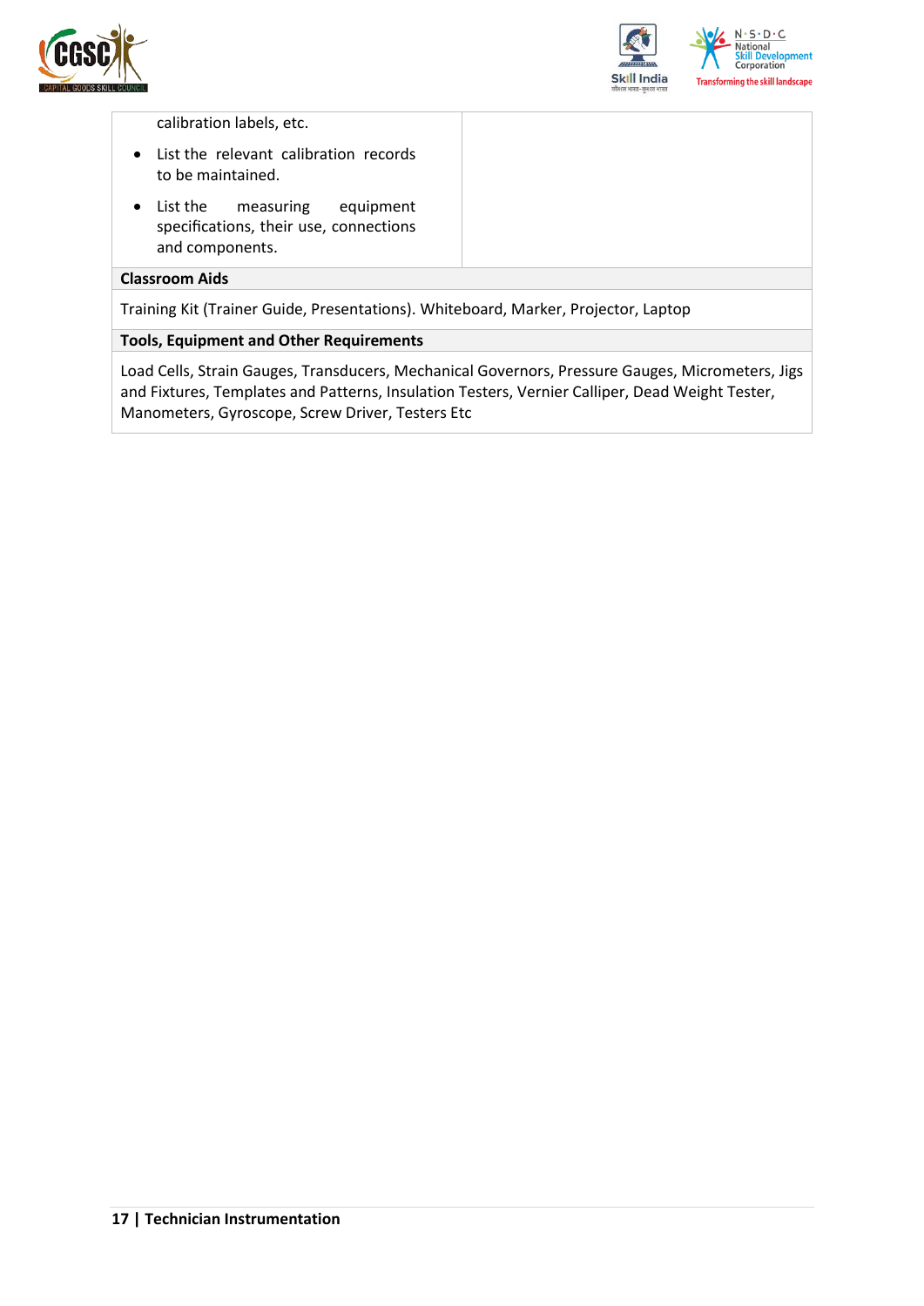| | |
|---|---|
| calibration labels, etc.<br>• List the relevant calibration records to be maintained.<br>• List the measuring equipment specifications, their use, connections and components. | |

**Classroom Aids**

Training Kit (Trainer Guide, Presentations). Whiteboard, Marker, Projector, Laptop

**Tools, Equipment and Other Requirements**

Load Cells, Strain Gauges, Transducers, Mechanical Governors, Pressure Gauges, Micrometers, Jigs and Fixtures, Templates and Patterns, Insulation Testers, Vernier Calliper, Dead Weight Tester, Manometers, Gyroscope, Screw Driver, Testers Etc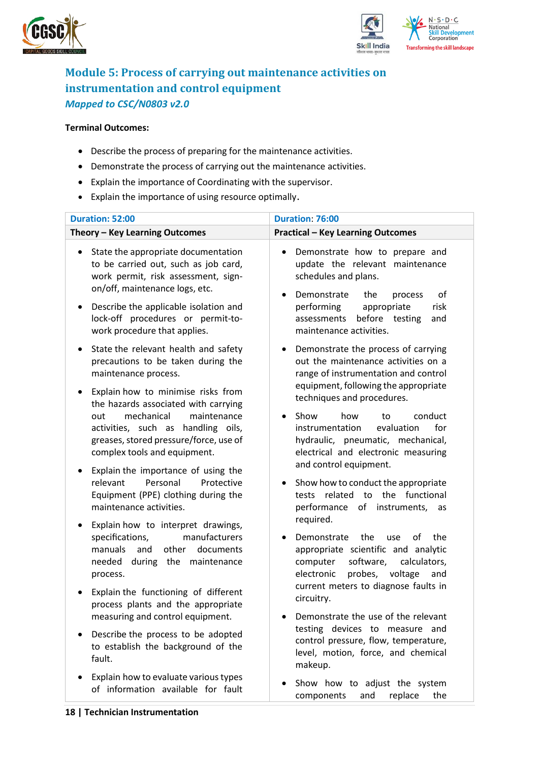## Module 5: Process of carrying out maintenance activities on instrumentation and control equipment

*Mapped to CSC/N0803 v2.0*

**Terminal Outcomes:**

- Describe the process of preparing for the maintenance activities.
- Demonstrate the process of carrying out the maintenance activities.
- Explain the importance of Coordinating with the supervisor.
- Explain the importance of using resource optimally.

| Duration: 52:00 | Duration: 76:00 |
|---|---|
| **Theory – Key Learning Outcomes** | **Practical – Key Learning Outcomes** |
| • State the appropriate documentation to be carried out, such as job card, work permit, risk assessment, sign-on/off, maintenance logs, etc.<br>• Describe the applicable isolation and lock-off procedures or permit-to-work procedure that applies.<br>• State the relevant health and safety precautions to be taken during the maintenance process.<br>• Explain how to minimise risks from the hazards associated with carrying out mechanical maintenance activities, such as handling oils, greases, stored pressure/force, use of complex tools and equipment.<br>• Explain the importance of using the relevant Personal Protective Equipment (PPE) clothing during the maintenance activities.<br>• Explain how to interpret drawings, specifications, manufacturers manuals and other documents needed during the maintenance process.<br>• Explain the functioning of different process plants and the appropriate measuring and control equipment.<br>• Describe the process to be adopted to establish the background of the fault.<br>• Explain how to evaluate various types of information available for fault | • Demonstrate how to prepare and update the relevant maintenance schedules and plans.<br>• Demonstrate the process of performing appropriate risk assessments before testing and maintenance activities.<br>• Demonstrate the process of carrying out the maintenance activities on a range of instrumentation and control equipment, following the appropriate techniques and procedures.<br>• Show how to conduct instrumentation evaluation for hydraulic, pneumatic, mechanical, electrical and electronic measuring and control equipment.<br>• Show how to conduct the appropriate tests related to the functional performance of instruments, as required.<br>• Demonstrate the use of the appropriate scientific and analytic computer software, calculators, electronic probes, voltage and current meters to diagnose faults in circuitry.<br>• Demonstrate the use of the relevant testing devices to measure and control pressure, flow, temperature, level, motion, force, and chemical makeup.<br>• Show how to adjust the system components and replace the |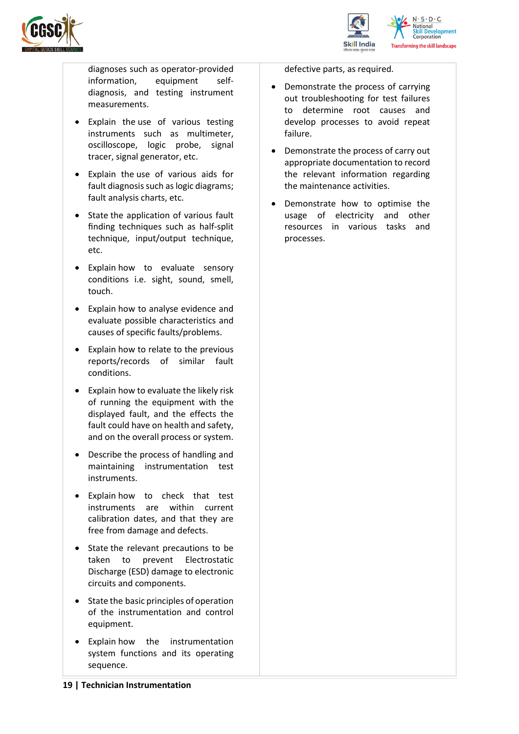| | |
|---|---|
| diagnoses such as operator-provided information, equipment self-diagnosis, and testing instrument measurements.<br>• Explain the use of various testing instruments such as multimeter, oscilloscope, logic probe, signal tracer, signal generator, etc.<br>• Explain the use of various aids for fault diagnosis such as logic diagrams; fault analysis charts, etc.<br>• State the application of various fault finding techniques such as half-split technique, input/output technique, etc.<br>• Explain how to evaluate sensory conditions i.e. sight, sound, smell, touch.<br>• Explain how to analyse evidence and evaluate possible characteristics and causes of specific faults/problems.<br>• Explain how to relate to the previous reports/records of similar fault conditions.<br>• Explain how to evaluate the likely risk of running the equipment with the displayed fault, and the effects the fault could have on health and safety, and on the overall process or system.<br>• Describe the process of handling and maintaining instrumentation test instruments.<br>• Explain how to check that test instruments are within current calibration dates, and that they are free from damage and defects.<br>• State the relevant precautions to be taken to prevent Electrostatic Discharge (ESD) damage to electronic circuits and components.<br>• State the basic principles of operation of the instrumentation and control equipment.<br>• Explain how the instrumentation system functions and its operating sequence. | defective parts, as required.<br>• Demonstrate the process of carrying out troubleshooting for test failures to determine root causes and develop processes to avoid repeat failure.<br>• Demonstrate the process of carry out appropriate documentation to record the relevant information regarding the maintenance activities.<br>• Demonstrate how to optimise the usage of electricity and other resources in various tasks and processes. |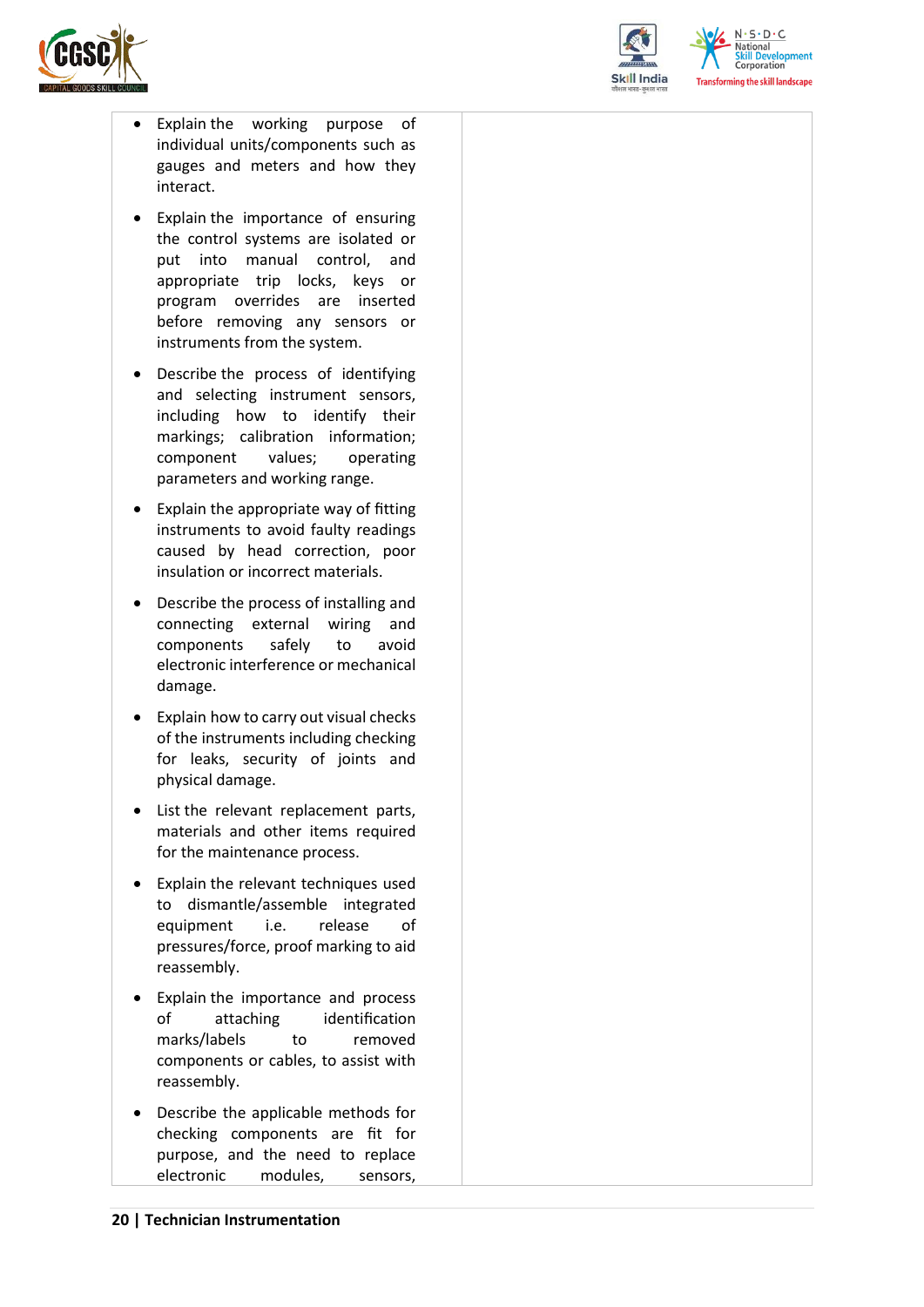| | |
|---|---|
| • Explain the working purpose of individual units/components such as gauges and meters and how they interact.<br>• Explain the importance of ensuring the control systems are isolated or put into manual control, and appropriate trip locks, keys or program overrides are inserted before removing any sensors or instruments from the system.<br>• Describe the process of identifying and selecting instrument sensors, including how to identify their markings; calibration information; component values; operating parameters and working range.<br>• Explain the appropriate way of fitting instruments to avoid faulty readings caused by head correction, poor insulation or incorrect materials.<br>• Describe the process of installing and connecting external wiring and components safely to avoid electronic interference or mechanical damage.<br>• Explain how to carry out visual checks of the instruments including checking for leaks, security of joints and physical damage.<br>• List the relevant replacement parts, materials and other items required for the maintenance process.<br>• Explain the relevant techniques used to dismantle/assemble integrated equipment i.e. release of pressures/force, proof marking to aid reassembly.<br>• Explain the importance and process of attaching identification marks/labels to removed components or cables, to assist with reassembly.<br>• Describe the applicable methods for checking components are fit for purpose, and the need to replace electronic modules, sensors, | |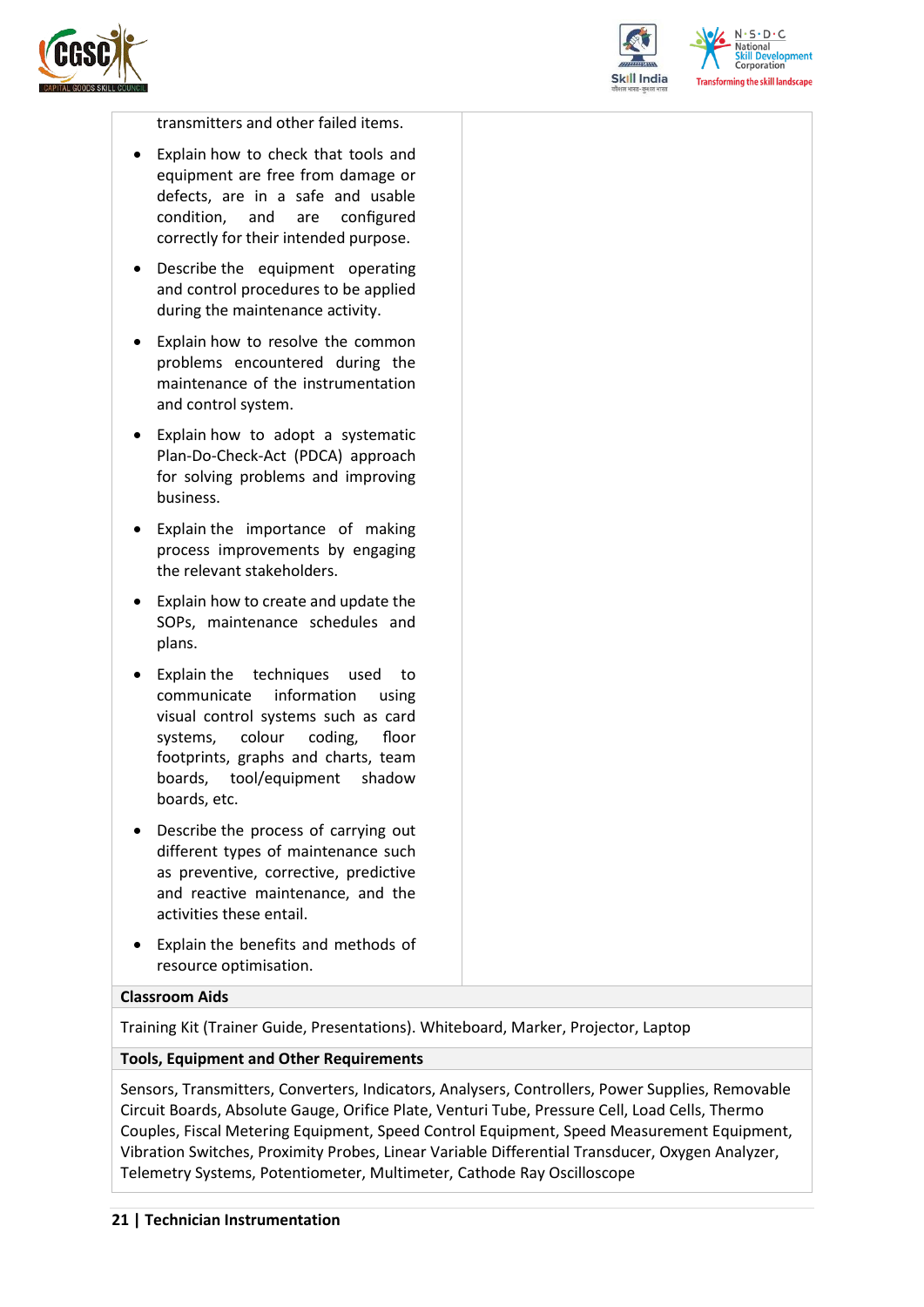transmitters and other failed items.

- Explain how to check that tools and equipment are free from damage or defects, are in a safe and usable condition, and are configured correctly for their intended purpose.
- Describe the equipment operating and control procedures to be applied during the maintenance activity.
- Explain how to resolve the common problems encountered during the maintenance of the instrumentation and control system.
- Explain how to adopt a systematic Plan-Do-Check-Act (PDCA) approach for solving problems and improving business.
- Explain the importance of making process improvements by engaging the relevant stakeholders.
- Explain how to create and update the SOPs, maintenance schedules and plans.
- Explain the techniques used to communicate information using visual control systems such as card systems, colour coding, floor footprints, graphs and charts, team boards, tool/equipment shadow boards, etc.
- Describe the process of carrying out different types of maintenance such as preventive, corrective, predictive and reactive maintenance, and the activities these entail.
- Explain the benefits and methods of resource optimisation.

**Classroom Aids**

Training Kit (Trainer Guide, Presentations). Whiteboard, Marker, Projector, Laptop

**Tools, Equipment and Other Requirements**

Sensors, Transmitters, Converters, Indicators, Analysers, Controllers, Power Supplies, Removable Circuit Boards, Absolute Gauge, Orifice Plate, Venturi Tube, Pressure Cell, Load Cells, Thermo Couples, Fiscal Metering Equipment, Speed Control Equipment, Speed Measurement Equipment, Vibration Switches, Proximity Probes, Linear Variable Differential Transducer, Oxygen Analyzer, Telemetry Systems, Potentiometer, Multimeter, Cathode Ray Oscilloscope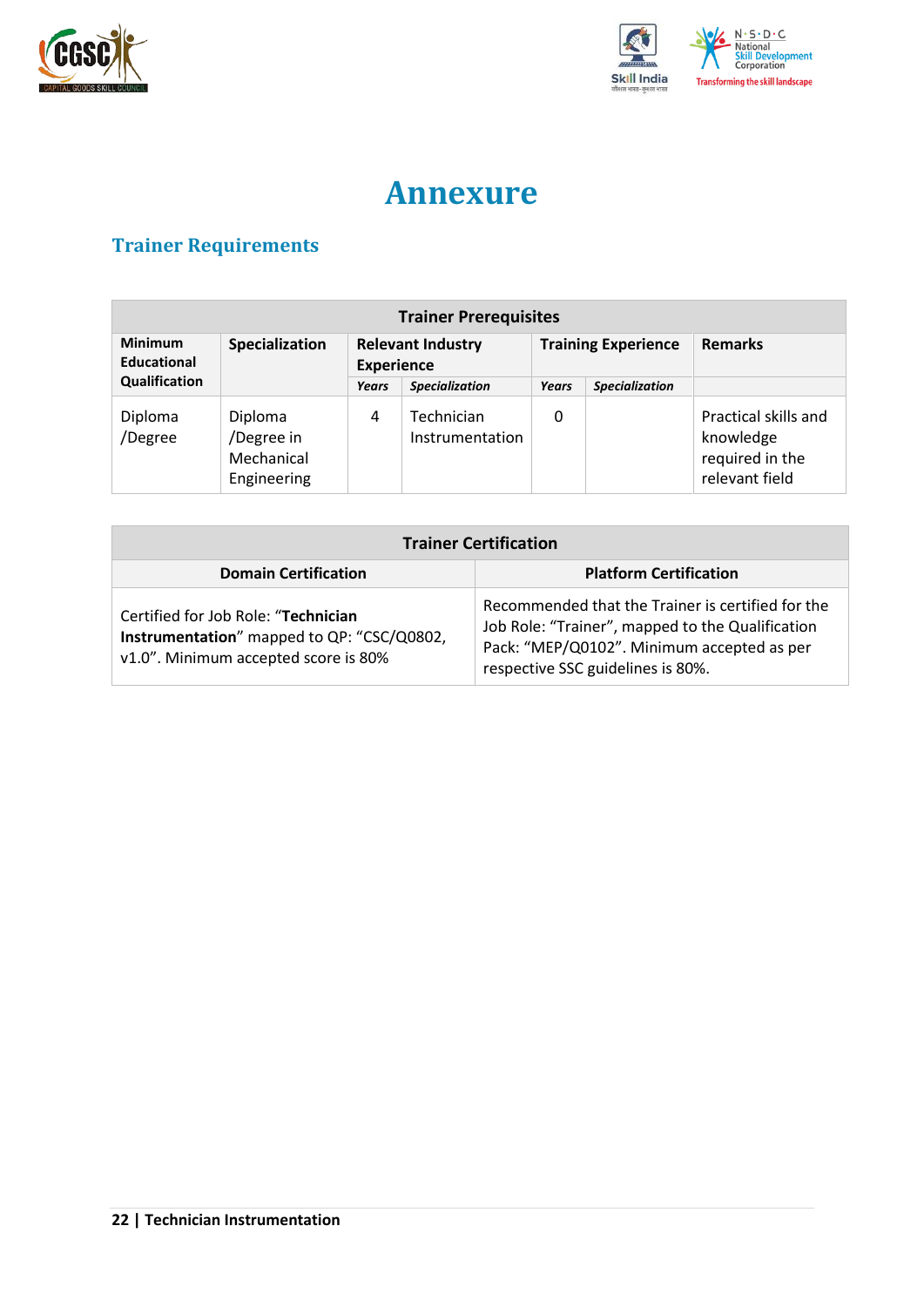# Annexure

## Trainer Requirements

| Trainer Prerequisites | | | | | | |
|---|---|---|---|---|---|---|
| **Minimum Educational Qualification** | **Specialization** | **Relevant Industry Experience** | | **Training Experience** | | **Remarks** |
| | | ***Years*** | ***Specialization*** | ***Years*** | ***Specialization*** | |
| Diploma /Degree | Diploma /Degree in Mechanical Engineering | 4 | Technician Instrumentation | 0 | | Practical skills and knowledge required in the relevant field |

| Trainer Certification | |
|---|---|
| **Domain Certification** | **Platform Certification** |
| Certified for Job Role: "**Technician Instrumentation**" mapped to QP: "CSC/Q0802, v1.0". Minimum accepted score is 80% | Recommended that the Trainer is certified for the Job Role: "Trainer", mapped to the Qualification Pack: "MEP/Q0102". Minimum accepted as per respective SSC guidelines is 80%. |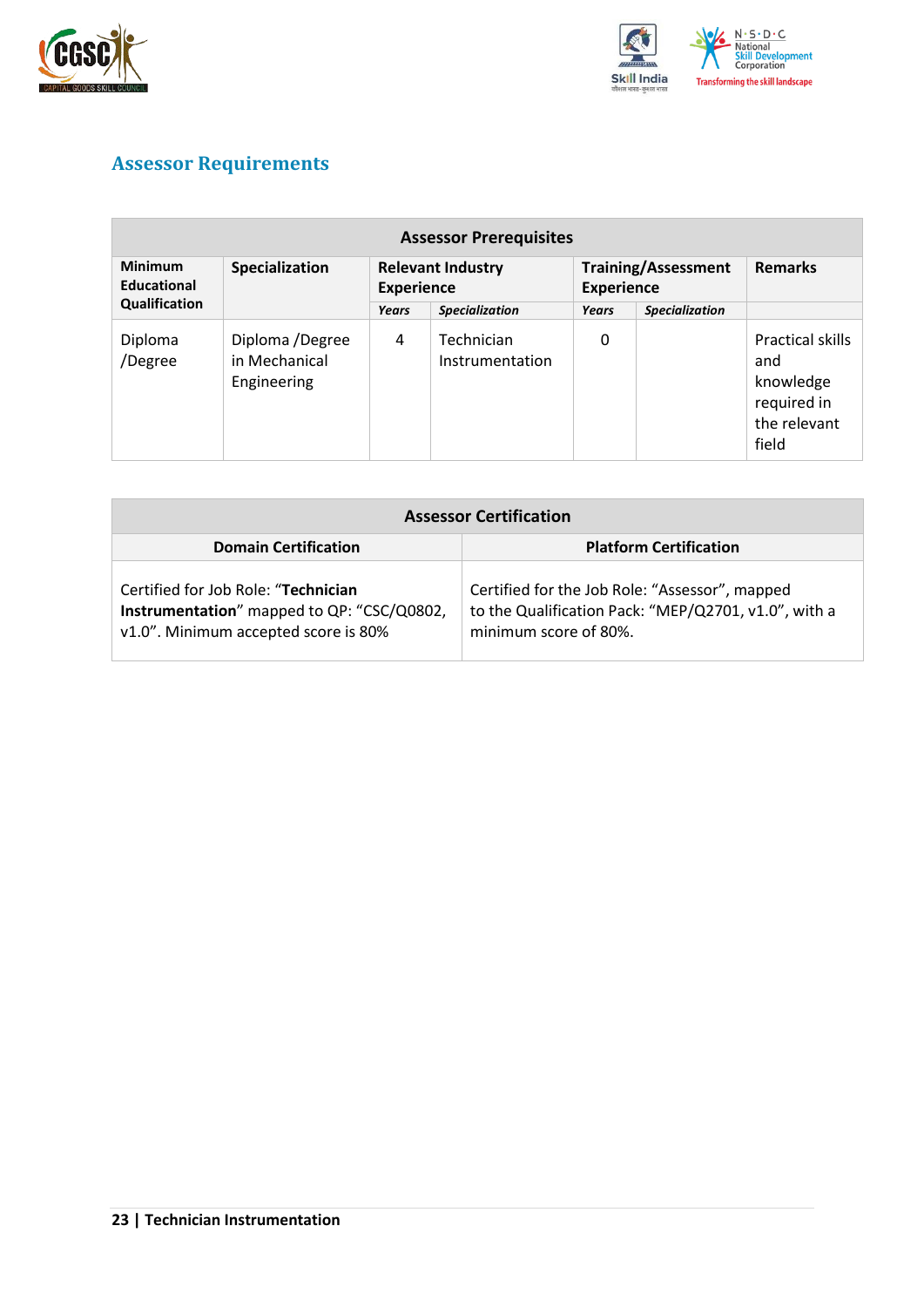## Assessor Requirements

| Assessor Prerequisites | | | | | | |
|---|---|---|---|---|---|---|
| **Minimum Educational Qualification** | **Specialization** | **Relevant Industry Experience** | | **Training/Assessment Experience** | | **Remarks** |
| | | ***Years*** | ***Specialization*** | ***Years*** | ***Specialization*** | |
| Diploma /Degree | Diploma /Degree in Mechanical Engineering | 4 | Technician Instrumentation | 0 | | Practical skills and knowledge required in the relevant field |

| Assessor Certification | |
|---|---|
| **Domain Certification** | **Platform Certification** |
| Certified for Job Role: "**Technician Instrumentation**" mapped to QP: "CSC/Q0802, v1.0". Minimum accepted score is 80% | Certified for the Job Role: "Assessor", mapped to the Qualification Pack: "MEP/Q2701, v1.0", with a minimum score of 80%. |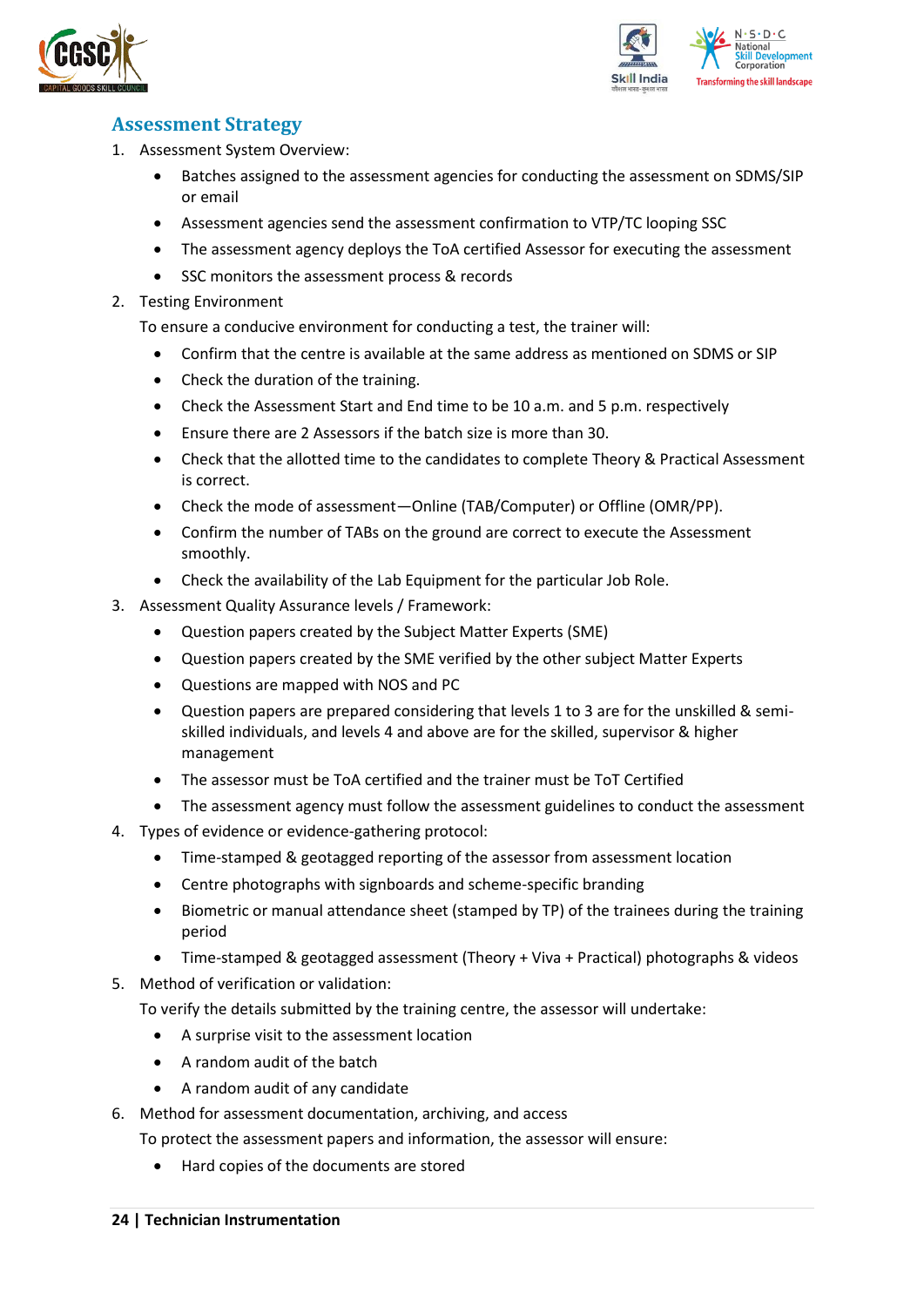## Assessment Strategy

1. Assessment System Overview:
   - Batches assigned to the assessment agencies for conducting the assessment on SDMS/SIP or email
   - Assessment agencies send the assessment confirmation to VTP/TC looping SSC
   - The assessment agency deploys the ToA certified Assessor for executing the assessment
   - SSC monitors the assessment process & records
2. Testing Environment

   To ensure a conducive environment for conducting a test, the trainer will:
   - Confirm that the centre is available at the same address as mentioned on SDMS or SIP
   - Check the duration of the training.
   - Check the Assessment Start and End time to be 10 a.m. and 5 p.m. respectively
   - Ensure there are 2 Assessors if the batch size is more than 30.
   - Check that the allotted time to the candidates to complete Theory & Practical Assessment is correct.
   - Check the mode of assessment—Online (TAB/Computer) or Offline (OMR/PP).
   - Confirm the number of TABs on the ground are correct to execute the Assessment smoothly.
   - Check the availability of the Lab Equipment for the particular Job Role.
3. Assessment Quality Assurance levels / Framework:
   - Question papers created by the Subject Matter Experts (SME)
   - Question papers created by the SME verified by the other subject Matter Experts
   - Questions are mapped with NOS and PC
   - Question papers are prepared considering that levels 1 to 3 are for the unskilled & semi-skilled individuals, and levels 4 and above are for the skilled, supervisor & higher management
   - The assessor must be ToA certified and the trainer must be ToT Certified
   - The assessment agency must follow the assessment guidelines to conduct the assessment
4. Types of evidence or evidence-gathering protocol:
   - Time-stamped & geotagged reporting of the assessor from assessment location
   - Centre photographs with signboards and scheme-specific branding
   - Biometric or manual attendance sheet (stamped by TP) of the trainees during the training period
   - Time-stamped & geotagged assessment (Theory + Viva + Practical) photographs & videos
5. Method of verification or validation:

   To verify the details submitted by the training centre, the assessor will undertake:
   - A surprise visit to the assessment location
   - A random audit of the batch
   - A random audit of any candidate
6. Method for assessment documentation, archiving, and access

   To protect the assessment papers and information, the assessor will ensure:
   - Hard copies of the documents are stored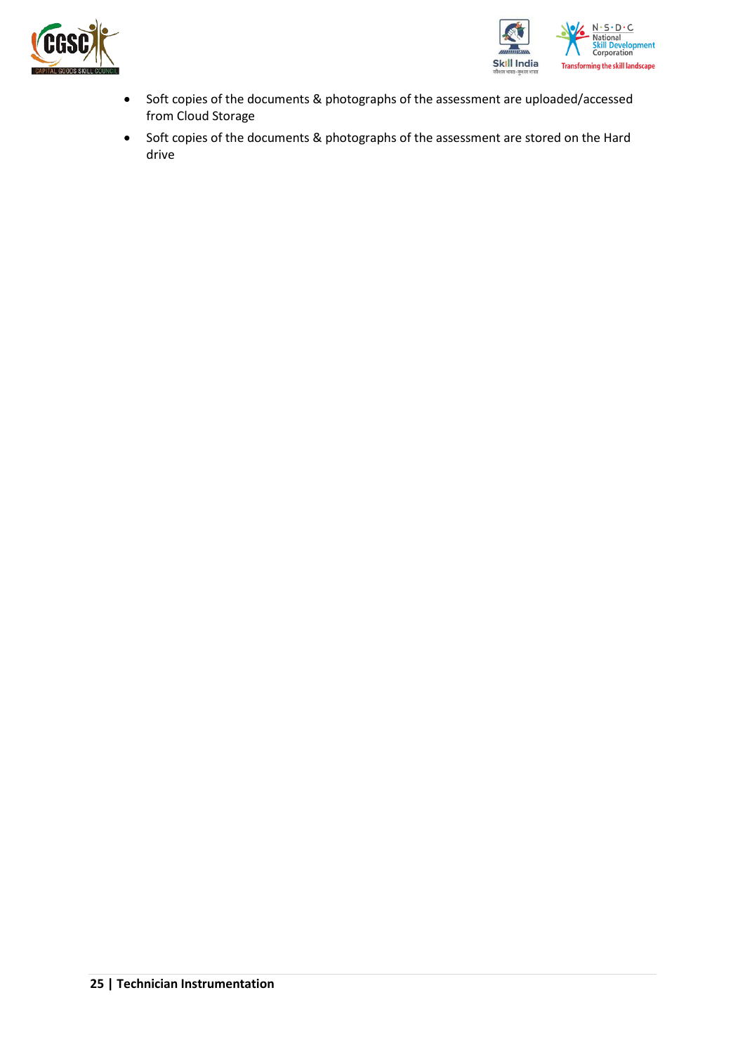- Soft copies of the documents & photographs of the assessment are uploaded/accessed from Cloud Storage
- Soft copies of the documents & photographs of the assessment are stored on the Hard drive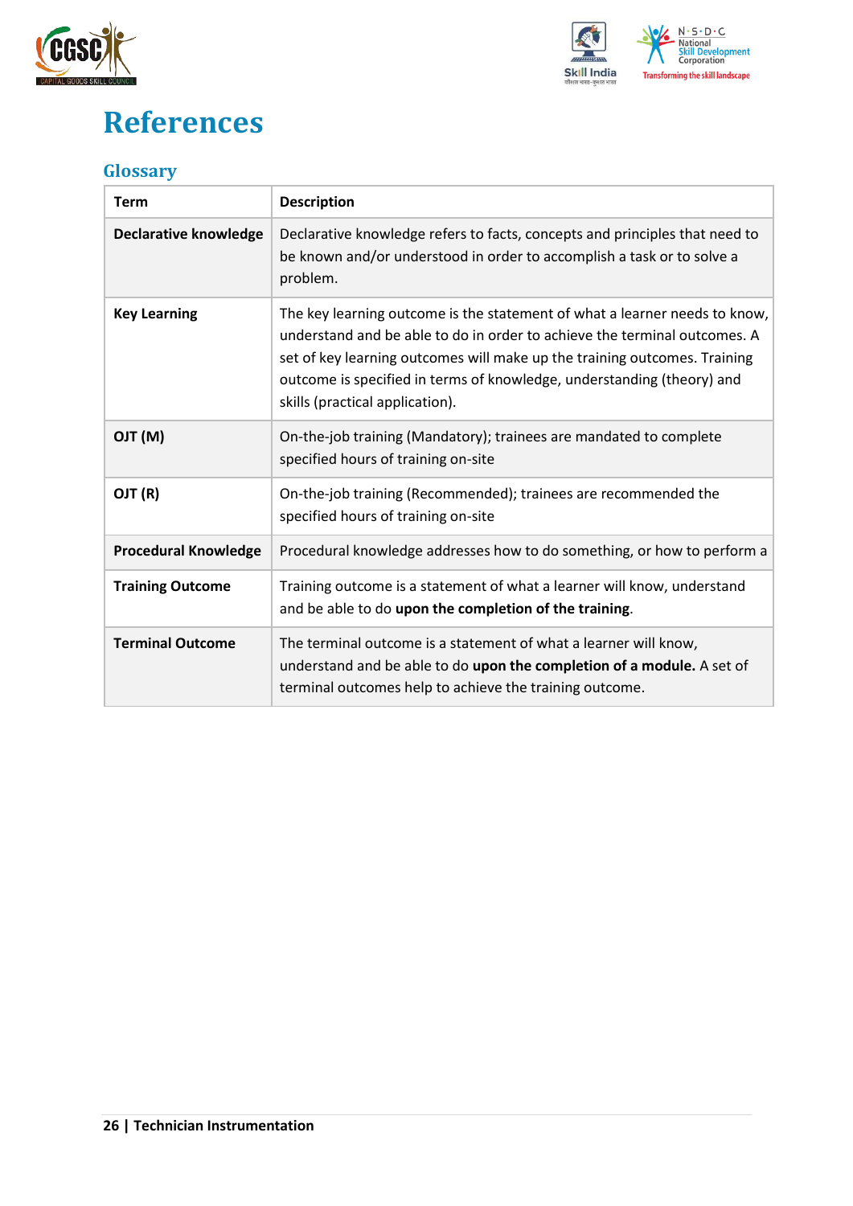# References

## Glossary

| Term | Description |
|---|---|
| **Declarative knowledge** | Declarative knowledge refers to facts, concepts and principles that need to be known and/or understood in order to accomplish a task or to solve a problem. |
| **Key Learning** | The key learning outcome is the statement of what a learner needs to know, understand and be able to do in order to achieve the terminal outcomes. A set of key learning outcomes will make up the training outcomes. Training outcome is specified in terms of knowledge, understanding (theory) and skills (practical application). |
| **OJT (M)** | On-the-job training (Mandatory); trainees are mandated to complete specified hours of training on-site |
| **OJT (R)** | On-the-job training (Recommended); trainees are recommended the specified hours of training on-site |
| **Procedural Knowledge** | Procedural knowledge addresses how to do something, or how to perform a |
| **Training Outcome** | Training outcome is a statement of what a learner will know, understand and be able to do **upon the completion of the training**. |
| **Terminal Outcome** | The terminal outcome is a statement of what a learner will know, understand and be able to do **upon the completion of a module.** A set of terminal outcomes help to achieve the training outcome. |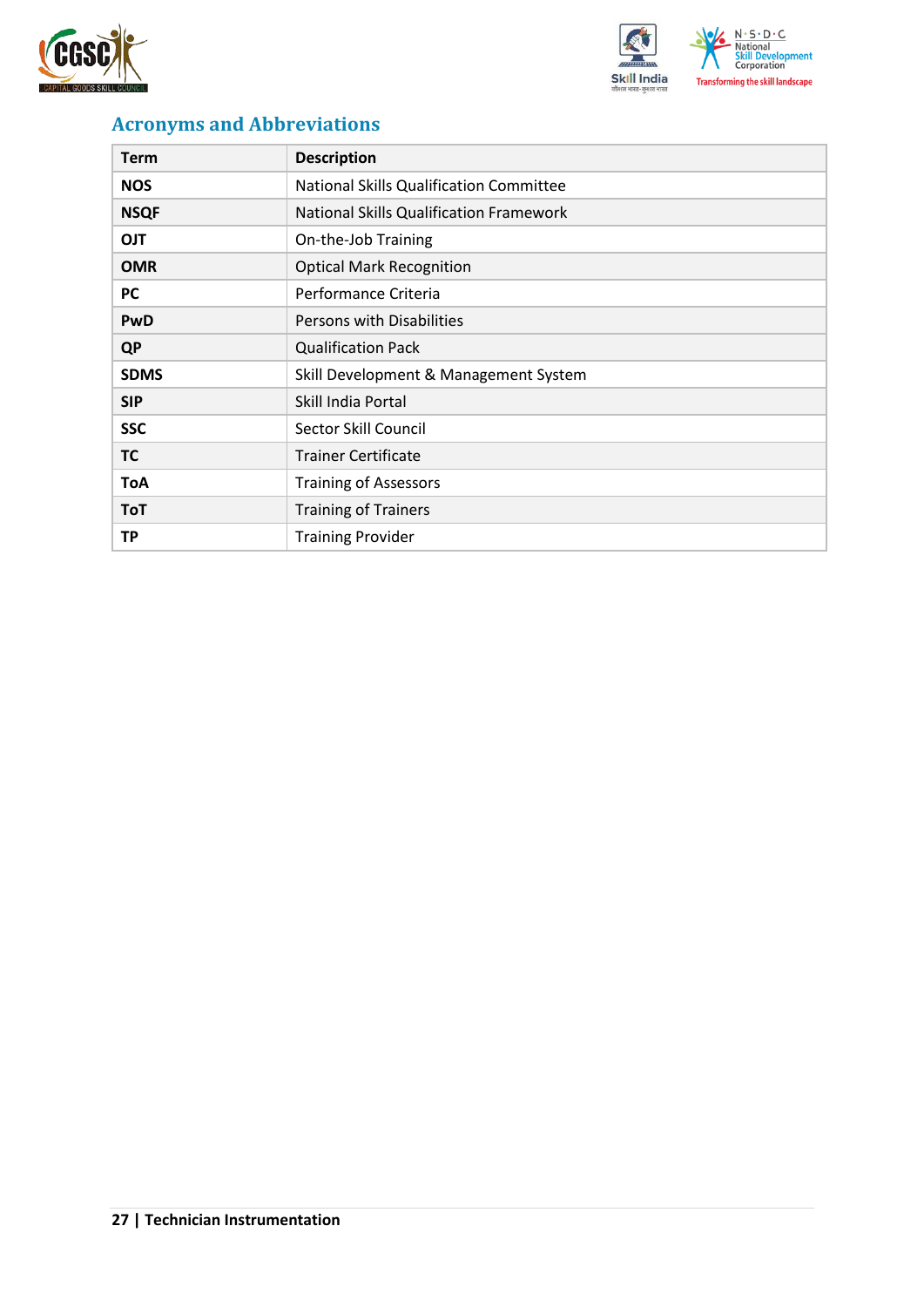## Acronyms and Abbreviations

| Term | Description |
|---|---|
| **NOS** | National Skills Qualification Committee |
| **NSQF** | National Skills Qualification Framework |
| **OJT** | On-the-Job Training |
| **OMR** | Optical Mark Recognition |
| **PC** | Performance Criteria |
| **PwD** | Persons with Disabilities |
| **QP** | Qualification Pack |
| **SDMS** | Skill Development & Management System |
| **SIP** | Skill India Portal |
| **SSC** | Sector Skill Council |
| **TC** | Trainer Certificate |
| **ToA** | Training of Assessors |
| **ToT** | Training of Trainers |
| **TP** | Training Provider |